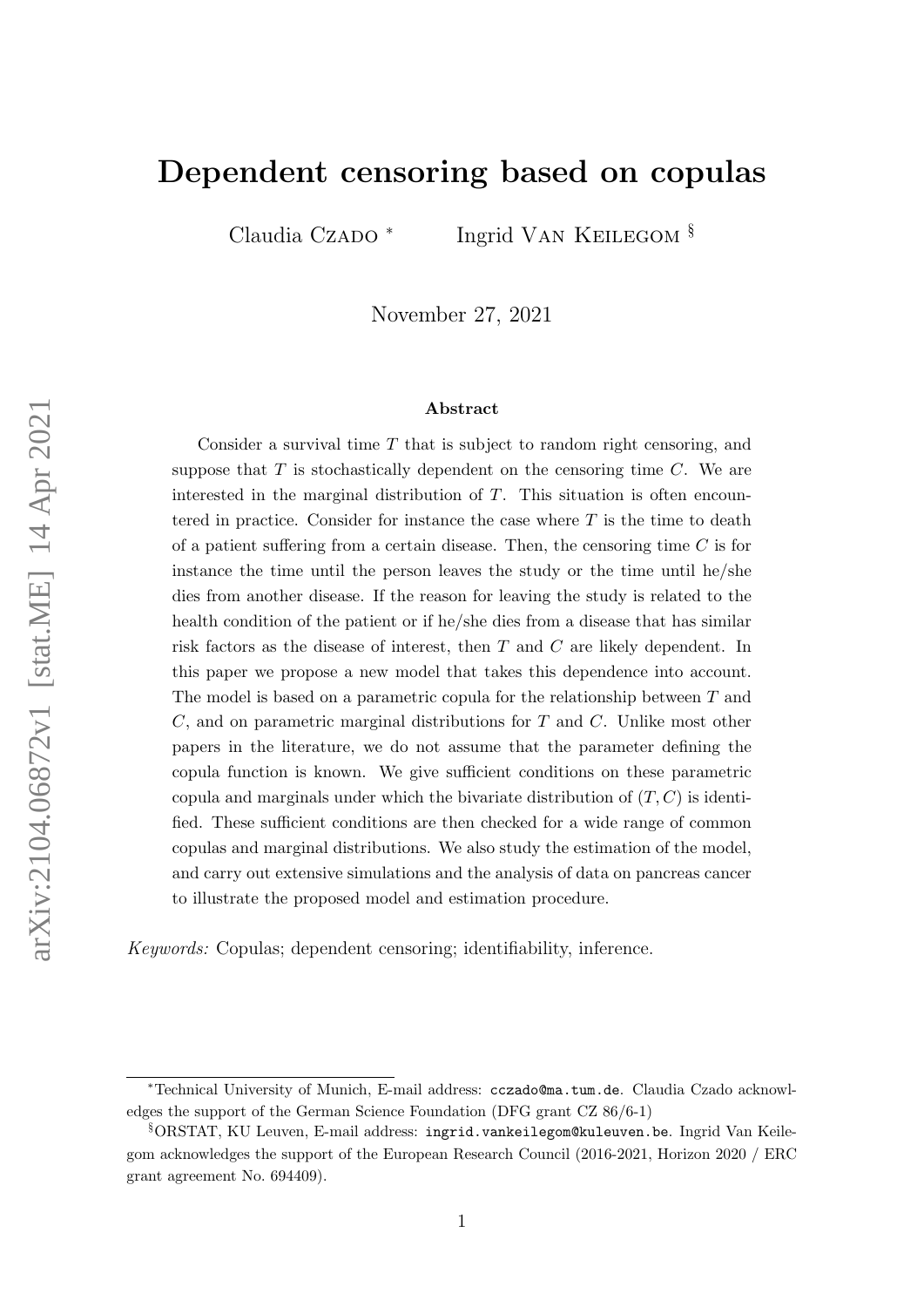# Dependent censoring based on copulas

Claudia Czado [*] Ingrid Van Keilegom [§]

November 27, 2021

## Abstract

Consider a survival time $T$ that is subject to random right censoring, and suppose that $T$ is stochastically dependent on the censoring time $C$. We are interested in the marginal distribution of $T$. This situation is often encountered in practice. Consider for instance the case where $T$ is the time to death of a patient suffering from a certain disease. Then, the censoring time $C$ is for instance the time until the person leaves the study or the time until he/she dies from another disease. If the reason for leaving the study is related to the health condition of the patient or if he/she dies from a disease that has similar risk factors as the disease of interest, then $T$ and $C$ are likely dependent. In this paper we propose a new model that takes this dependence into account. The model is based on a parametric copula for the relationship between $T$ and $C$, and on parametric marginal distributions for $T$ and $C$. Unlike most other papers in the literature, we do not assume that the parameter defining the copula function is known. We give sufficient conditions on these parametric copula and marginals under which the bivariate distribution of $(T, C)$ is identified. These sufficient conditions are then checked for a wide range of common copulas and marginal distributions. We also study the estimation of the model, and carry out extensive simulations and the analysis of data on pancreas cancer to illustrate the proposed model and estimation procedure.

*Keywords:* Copulas; dependent censoring; identifiability, inference.

---

[*] Technical University of Munich, E-mail address: cczado@ma.tum.de. Claudia Czado acknowledges the support of the German Science Foundation (DFG grant CZ 86/6-1)

[§] ORSTAT, KU Leuven, E-mail address: ingrid.vankeilegom@kuleuven.be. Ingrid Van Keilegom acknowledges the support of the European Research Council (2016-2021, Horizon 2020 / ERC grant agreement No. 694409).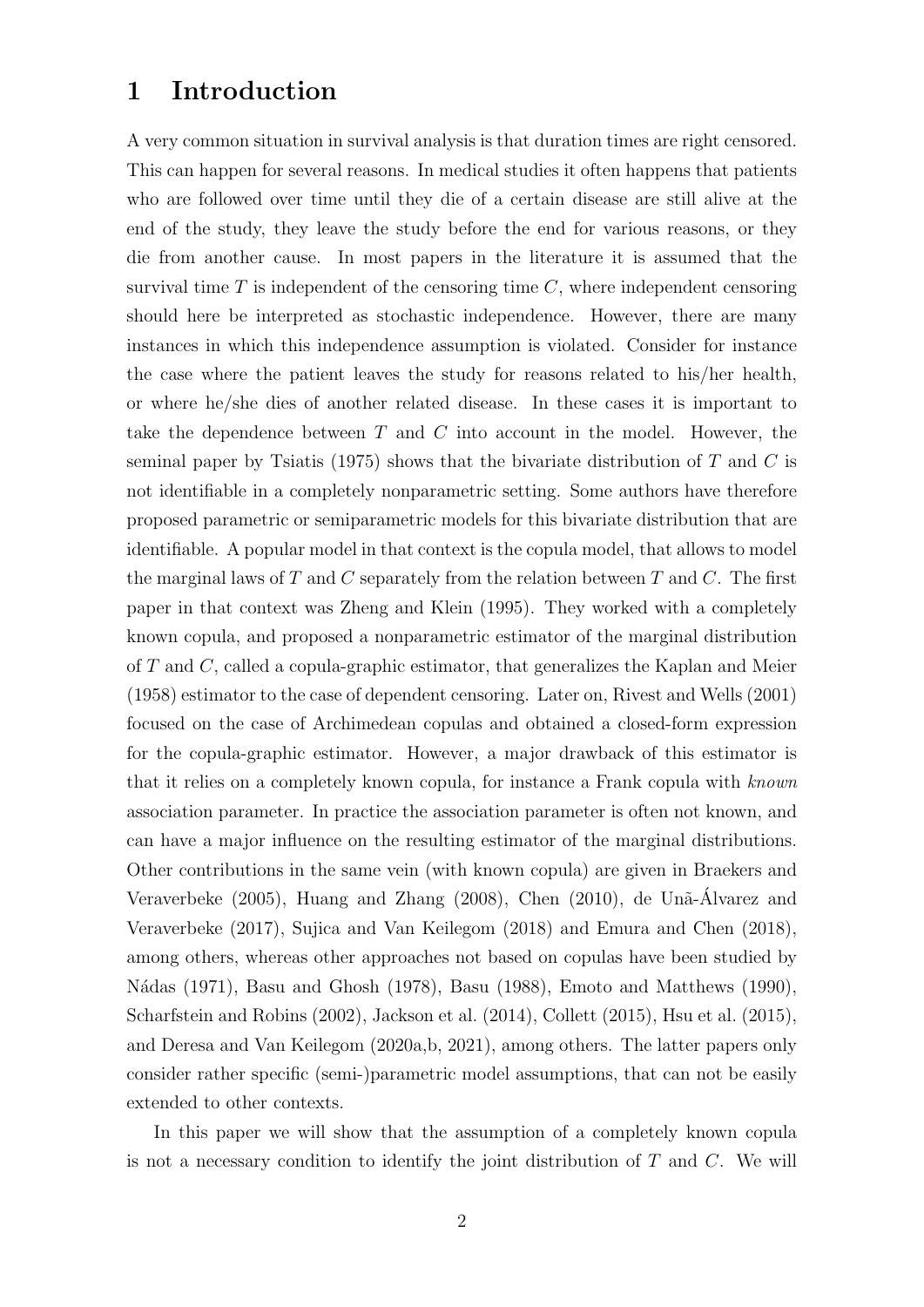# 1 Introduction

A very common situation in survival analysis is that duration times are right censored. This can happen for several reasons. In medical studies it often happens that patients who are followed over time until they die of a certain disease are still alive at the end of the study, they leave the study before the end for various reasons, or they die from another cause. In most papers in the literature it is assumed that the survival time $T$ is independent of the censoring time $C$, where independent censoring should here be interpreted as stochastic independence. However, there are many instances in which this independence assumption is violated. Consider for instance the case where the patient leaves the study for reasons related to his/her health, or where he/she dies of another related disease. In these cases it is important to take the dependence between $T$ and $C$ into account in the model. However, the seminal paper by Tsiatis (1975) shows that the bivariate distribution of $T$ and $C$ is not identifiable in a completely nonparametric setting. Some authors have therefore proposed parametric or semiparametric models for this bivariate distribution that are identifiable. A popular model in that context is the copula model, that allows to model the marginal laws of $T$ and $C$ separately from the relation between $T$ and $C$. The first paper in that context was Zheng and Klein (1995). They worked with a completely known copula, and proposed a nonparametric estimator of the marginal distribution of $T$ and $C$, called a copula-graphic estimator, that generalizes the Kaplan and Meier (1958) estimator to the case of dependent censoring. Later on, Rivest and Wells (2001) focused on the case of Archimedean copulas and obtained a closed-form expression for the copula-graphic estimator. However, a major drawback of this estimator is that it relies on a completely known copula, for instance a Frank copula with *known* association parameter. In practice the association parameter is often not known, and can have a major influence on the resulting estimator of the marginal distributions. Other contributions in the same vein (with known copula) are given in Braekers and Veraverbeke (2005), Huang and Zhang (2008), Chen (2010), de Unã-Álvarez and Veraverbeke (2017), Sujica and Van Keilegom (2018) and Emura and Chen (2018), among others, whereas other approaches not based on copulas have been studied by Nádas (1971), Basu and Ghosh (1978), Basu (1988), Emoto and Matthews (1990), Scharfstein and Robins (2002), Jackson et al. (2014), Collett (2015), Hsu et al. (2015), and Deresa and Van Keilegom (2020a,b, 2021), among others. The latter papers only consider rather specific (semi-)parametric model assumptions, that can not be easily extended to other contexts.

In this paper we will show that the assumption of a completely known copula is not a necessary condition to identify the joint distribution of $T$ and $C$. We will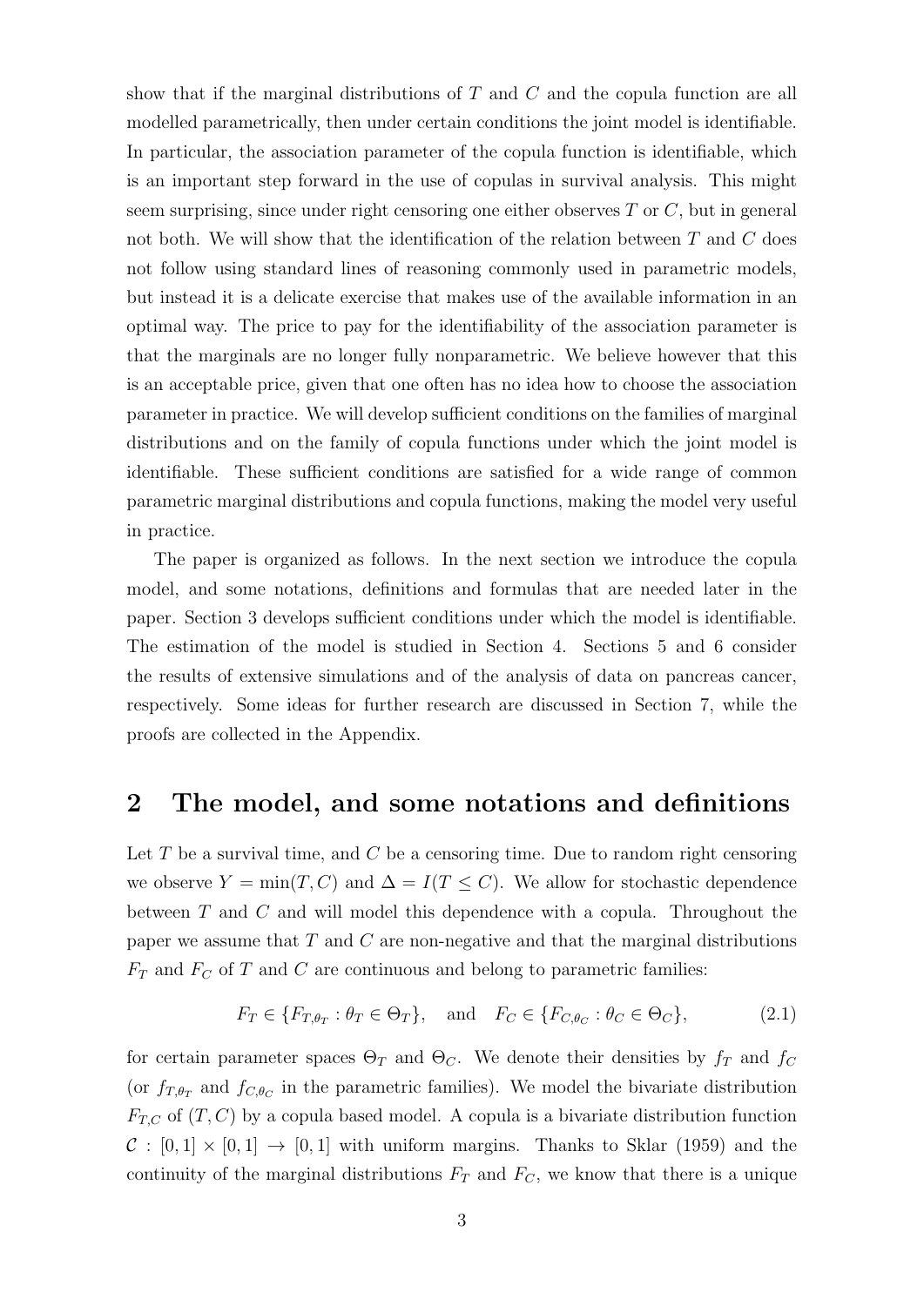show that if the marginal distributions of $T$ and $C$ and the copula function are all modelled parametrically, then under certain conditions the joint model is identifiable. In particular, the association parameter of the copula function is identifiable, which is an important step forward in the use of copulas in survival analysis. This might seem surprising, since under right censoring one either observes $T$ or $C$, but in general not both. We will show that the identification of the relation between $T$ and $C$ does not follow using standard lines of reasoning commonly used in parametric models, but instead it is a delicate exercise that makes use of the available information in an optimal way. The price to pay for the identifiability of the association parameter is that the marginals are no longer fully nonparametric. We believe however that this is an acceptable price, given that one often has no idea how to choose the association parameter in practice. We will develop sufficient conditions on the families of marginal distributions and on the family of copula functions under which the joint model is identifiable. These sufficient conditions are satisfied for a wide range of common parametric marginal distributions and copula functions, making the model very useful in practice.

The paper is organized as follows. In the next section we introduce the copula model, and some notations, definitions and formulas that are needed later in the paper. Section 3 develops sufficient conditions under which the model is identifiable. The estimation of the model is studied in Section 4. Sections 5 and 6 consider the results of extensive simulations and of the analysis of data on pancreas cancer, respectively. Some ideas for further research are discussed in Section 7, while the proofs are collected in the Appendix.

## 2 The model, and some notations and definitions

Let $T$ be a survival time, and $C$ be a censoring time. Due to random right censoring we observe $Y = \min(T, C)$ and $\Delta = I(T \leq C)$. We allow for stochastic dependence between $T$ and $C$ and will model this dependence with a copula. Throughout the paper we assume that $T$ and $C$ are non-negative and that the marginal distributions $F_T$ and $F_C$ of $T$ and $C$ are continuous and belong to parametric families:

$$F_T \in \{F_{T,\theta_T} : \theta_T \in \Theta_T\}, \quad \text{and} \quad F_C \in \{F_{C,\theta_C} : \theta_C \in \Theta_C\}, \tag{2.1}$$

for certain parameter spaces $\Theta_T$ and $\Theta_C$. We denote their densities by $f_T$ and $f_C$ (or $f_{T,\theta_T}$ and $f_{C,\theta_C}$ in the parametric families). We model the bivariate distribution $F_{T,C}$ of $(T, C)$ by a copula based model. A copula is a bivariate distribution function $\mathcal{C} : [0,1] \times [0,1] \to [0,1]$ with uniform margins. Thanks to Sklar (1959) and the continuity of the marginal distributions $F_T$ and $F_C$, we know that there is a unique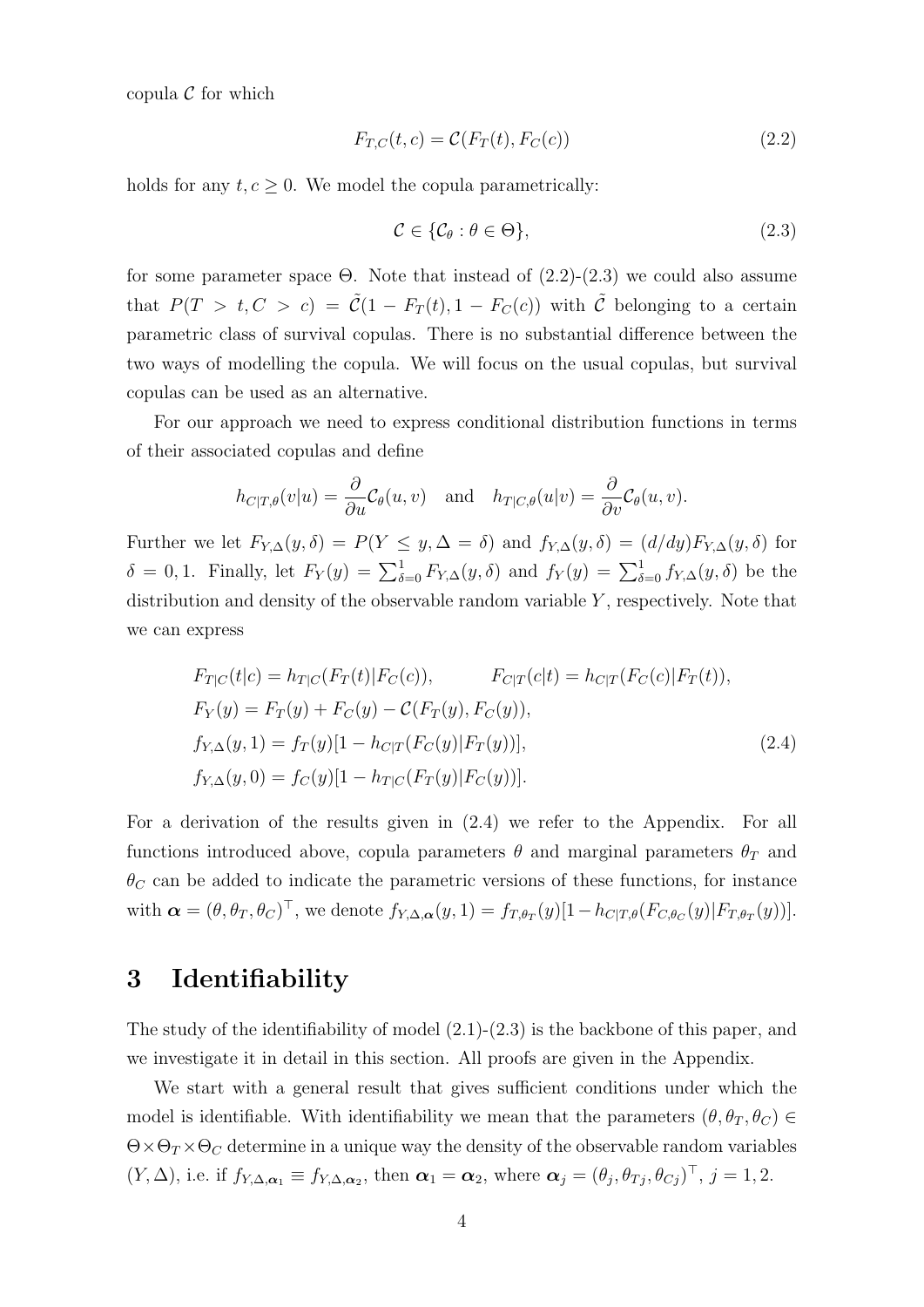copula $\mathcal{C}$ for which

$$F_{T,C}(t,c) = \mathcal{C}(F_T(t), F_C(c)) \tag{2.2}$$

holds for any $t, c \geq 0$. We model the copula parametrically:

$$\mathcal{C} \in \{\mathcal{C}_\theta : \theta \in \Theta\}, \tag{2.3}$$

for some parameter space $\Theta$. Note that instead of (2.2)-(2.3) we could also assume that $P(T > t, C > c) = \tilde{\mathcal{C}}(1 - F_T(t), 1 - F_C(c))$ with $\tilde{\mathcal{C}}$ belonging to a certain parametric class of survival copulas. There is no substantial difference between the two ways of modelling the copula. We will focus on the usual copulas, but survival copulas can be used as an alternative.

For our approach we need to express conditional distribution functions in terms of their associated copulas and define

$$h_{C|T,\theta}(v|u) = \frac{\partial}{\partial u}\mathcal{C}_\theta(u,v) \quad \text{and} \quad h_{T|C,\theta}(u|v) = \frac{\partial}{\partial v}\mathcal{C}_\theta(u,v).$$

Further we let $F_{Y,\Delta}(y,\delta) = P(Y \leq y, \Delta = \delta)$ and $f_{Y,\Delta}(y,\delta) = (d/dy)F_{Y,\Delta}(y,\delta)$ for $\delta = 0, 1$. Finally, let $F_Y(y) = \sum_{\delta=0}^{1} F_{Y,\Delta}(y,\delta)$ and $f_Y(y) = \sum_{\delta=0}^{1} f_{Y,\Delta}(y,\delta)$ be the distribution and density of the observable random variable $Y$, respectively. Note that we can express

$$\begin{aligned}
&F_{T|C}(t|c) = h_{T|C}(F_T(t)|F_C(c)), \qquad F_{C|T}(c|t) = h_{C|T}(F_C(c)|F_T(t)),\\
&F_Y(y) = F_T(y) + F_C(y) - \mathcal{C}(F_T(y), F_C(y)),\\
&f_{Y,\Delta}(y,1) = f_T(y)[1 - h_{C|T}(F_C(y)|F_T(y))],\\
&f_{Y,\Delta}(y,0) = f_C(y)[1 - h_{T|C}(F_T(y)|F_C(y))].
\end{aligned} \tag{2.4}$$

For a derivation of the results given in (2.4) we refer to the Appendix. For all functions introduced above, copula parameters $\theta$ and marginal parameters $\theta_T$ and $\theta_C$ can be added to indicate the parametric versions of these functions, for instance with $\boldsymbol{\alpha} = (\theta, \theta_T, \theta_C)^\top$, we denote $f_{Y,\Delta,\boldsymbol{\alpha}}(y,1) = f_{T,\theta_T}(y)[1 - h_{C|T,\theta}(F_{C,\theta_C}(y)|F_{T,\theta_T}(y))]$.

# 3 Identifiability

The study of the identifiability of model (2.1)-(2.3) is the backbone of this paper, and we investigate it in detail in this section. All proofs are given in the Appendix.

We start with a general result that gives sufficient conditions under which the model is identifiable. With identifiability we mean that the parameters $(\theta, \theta_T, \theta_C) \in \Theta \times \Theta_T \times \Theta_C$ determine in a unique way the density of the observable random variables $(Y, \Delta)$, i.e. if $f_{Y,\Delta,\boldsymbol{\alpha}_1} \equiv f_{Y,\Delta,\boldsymbol{\alpha}_2}$, then $\boldsymbol{\alpha}_1 = \boldsymbol{\alpha}_2$, where $\boldsymbol{\alpha}_j = (\theta_j, \theta_{Tj}, \theta_{Cj})^\top$, $j = 1, 2$.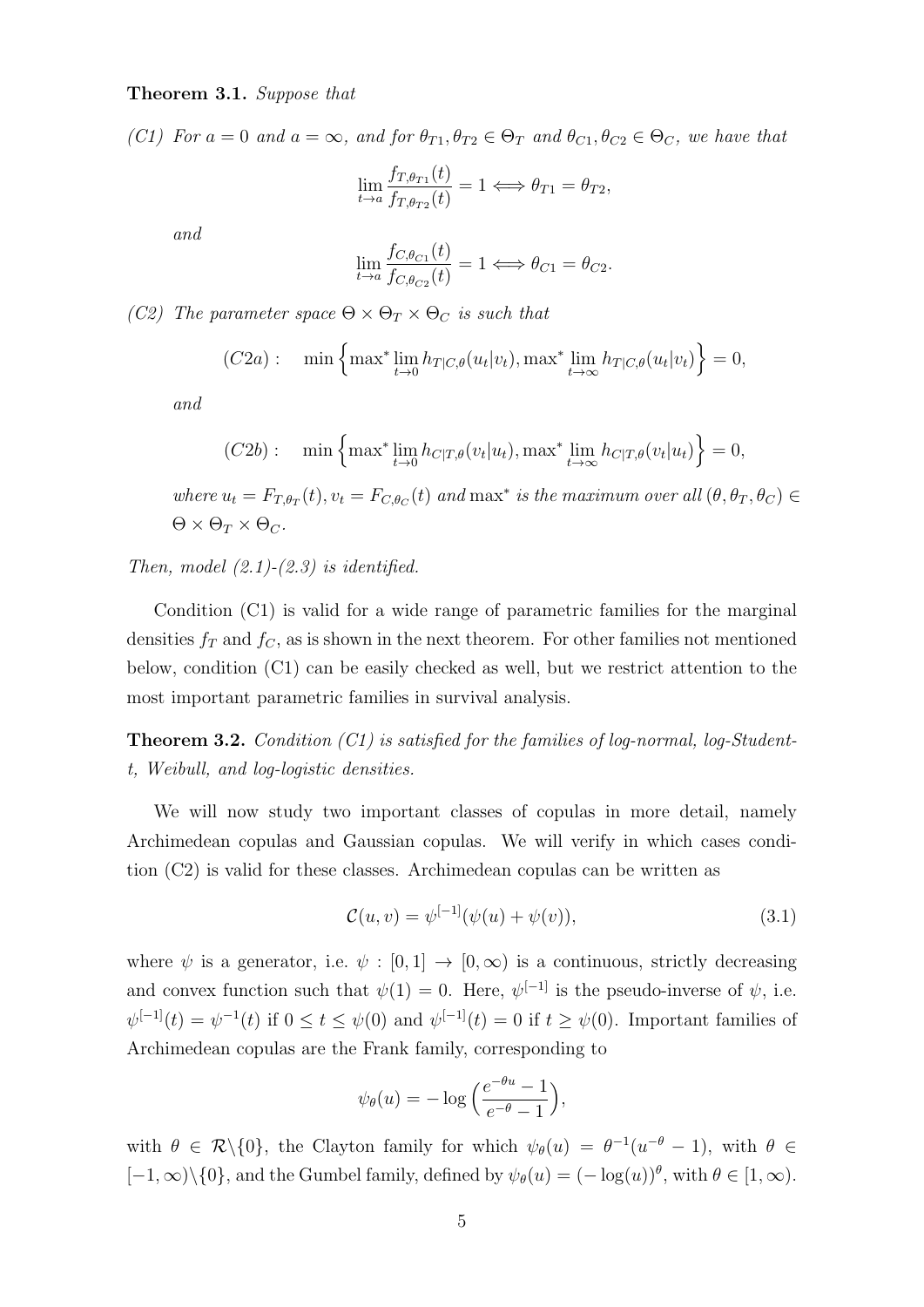**Theorem 3.1.** *Suppose that*

*(C1) For $a = 0$ and $a = \infty$, and for $\theta_{T1}, \theta_{T2} \in \Theta_T$ and $\theta_{C1}, \theta_{C2} \in \Theta_C$, we have that*

$$\lim_{t \to a} \frac{f_{T,\theta_{T1}}(t)}{f_{T,\theta_{T2}}(t)} = 1 \Longleftrightarrow \theta_{T1} = \theta_{T2},$$

*and*

$$\lim_{t \to a} \frac{f_{C,\theta_{C1}}(t)}{f_{C,\theta_{C2}}(t)} = 1 \Longleftrightarrow \theta_{C1} = \theta_{C2}.$$

*(C2) The parameter space $\Theta \times \Theta_T \times \Theta_C$ is such that*

$$(C2a): \quad \min\Big\{\max{}^* \lim_{t\to 0} h_{T|C,\theta}(u_t|v_t), \max{}^* \lim_{t\to \infty} h_{T|C,\theta}(u_t|v_t)\Big\} = 0,$$

*and*

$$(C2b): \quad \min\Big\{\max{}^* \lim_{t\to 0} h_{C|T,\theta}(v_t|u_t), \max{}^* \lim_{t\to \infty} h_{C|T,\theta}(v_t|u_t)\Big\} = 0,$$

*where $u_t = F_{T,\theta_T}(t), v_t = F_{C,\theta_C}(t)$ and $\max^*$ is the maximum over all $(\theta, \theta_T, \theta_C) \in \Theta \times \Theta_T \times \Theta_C$.*

*Then, model (2.1)-(2.3) is identified.*

Condition (C1) is valid for a wide range of parametric families for the marginal densities $f_T$ and $f_C$, as is shown in the next theorem. For other families not mentioned below, condition (C1) can be easily checked as well, but we restrict attention to the most important parametric families in survival analysis.

**Theorem 3.2.** *Condition (C1) is satisfied for the families of log-normal, log-Student-t, Weibull, and log-logistic densities.*

We will now study two important classes of copulas in more detail, namely Archimedean copulas and Gaussian copulas. We will verify in which cases condition (C2) is valid for these classes. Archimedean copulas can be written as

$$\mathcal{C}(u, v) = \psi^{[-1]}(\psi(u) + \psi(v)), \tag{3.1}$$

where $\psi$ is a generator, i.e. $\psi : [0, 1] \to [0, \infty)$ is a continuous, strictly decreasing and convex function such that $\psi(1) = 0$. Here, $\psi^{[-1]}$ is the pseudo-inverse of $\psi$, i.e. $\psi^{[-1]}(t) = \psi^{-1}(t)$ if $0 \leq t \leq \psi(0)$ and $\psi^{[-1]}(t) = 0$ if $t \geq \psi(0)$. Important families of Archimedean copulas are the Frank family, corresponding to

$$\psi_\theta(u) = -\log\Big(\frac{e^{-\theta u} - 1}{e^{-\theta} - 1}\Big),$$

with $\theta \in \mathcal{R}\backslash\{0\}$, the Clayton family for which $\psi_\theta(u) = \theta^{-1}(u^{-\theta} - 1)$, with $\theta \in [-1, \infty)\backslash\{0\}$, and the Gumbel family, defined by $\psi_\theta(u) = (-\log(u))^\theta$, with $\theta \in [1, \infty)$.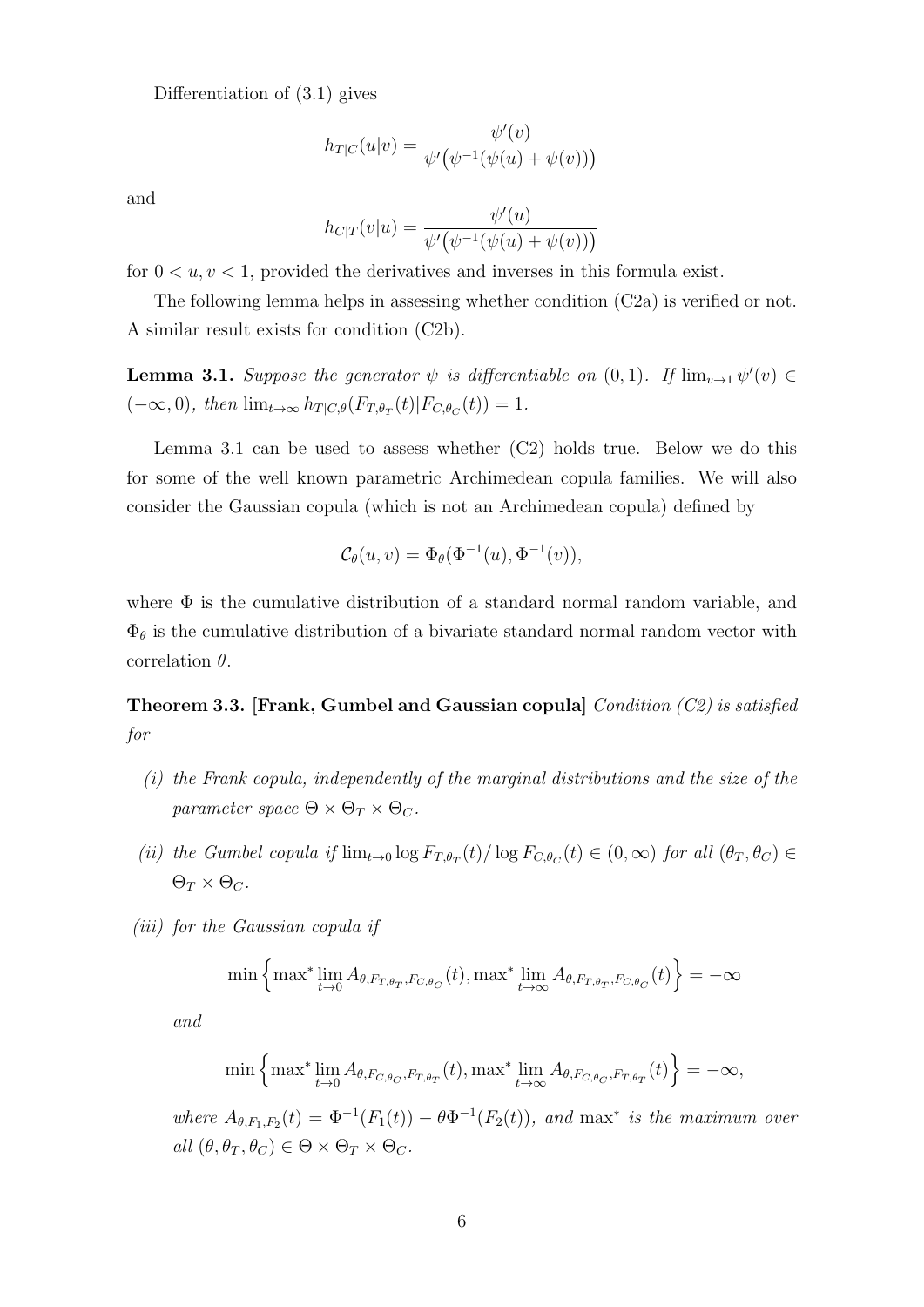Differentiation of (3.1) gives

$$h_{T|C}(u|v) = \frac{\psi'(v)}{\psi'\big(\psi^{-1}(\psi(u)+\psi(v))\big)}$$

and

$$h_{C|T}(v|u) = \frac{\psi'(u)}{\psi'\big(\psi^{-1}(\psi(u)+\psi(v))\big)}$$

for $0 < u, v < 1$, provided the derivatives and inverses in this formula exist.

The following lemma helps in assessing whether condition (C2a) is verified or not. A similar result exists for condition (C2b).

**Lemma 3.1.** *Suppose the generator $\psi$ is differentiable on $(0,1)$. If $\lim_{v\to 1}\psi'(v) \in (-\infty, 0)$, then $\lim_{t\to\infty} h_{T|C,\theta}(F_{T,\theta_T}(t)|F_{C,\theta_C}(t)) = 1$.*

Lemma 3.1 can be used to assess whether (C2) holds true. Below we do this for some of the well known parametric Archimedean copula families. We will also consider the Gaussian copula (which is not an Archimedean copula) defined by

$$\mathcal{C}_\theta(u,v) = \Phi_\theta(\Phi^{-1}(u), \Phi^{-1}(v)),$$

where $\Phi$ is the cumulative distribution of a standard normal random variable, and $\Phi_\theta$ is the cumulative distribution of a bivariate standard normal random vector with correlation $\theta$.

**Theorem 3.3. [Frank, Gumbel and Gaussian copula]** *Condition (C2) is satisfied for*

*(i) the Frank copula, independently of the marginal distributions and the size of the parameter space $\Theta \times \Theta_T \times \Theta_C$.*

*(ii) the Gumbel copula if $\lim_{t\to 0}\log F_{T,\theta_T}(t)/\log F_{C,\theta_C}(t) \in (0,\infty)$ for all $(\theta_T, \theta_C) \in \Theta_T \times \Theta_C$.*

*(iii) for the Gaussian copula if*

$$\min\Big\{\max{}^*\lim_{t\to 0} A_{\theta,F_{T,\theta_T},F_{C,\theta_C}}(t), \max{}^*\lim_{t\to\infty} A_{\theta,F_{T,\theta_T},F_{C,\theta_C}}(t)\Big\} = -\infty$$

*and*

$$\min\Big\{\max{}^*\lim_{t\to 0} A_{\theta,F_{C,\theta_C},F_{T,\theta_T}}(t), \max{}^*\lim_{t\to\infty} A_{\theta,F_{C,\theta_C},F_{T,\theta_T}}(t)\Big\} = -\infty,$$

*where $A_{\theta,F_1,F_2}(t) = \Phi^{-1}(F_1(t)) - \theta\Phi^{-1}(F_2(t))$, and $\max^*$ is the maximum over all $(\theta, \theta_T, \theta_C) \in \Theta \times \Theta_T \times \Theta_C$.*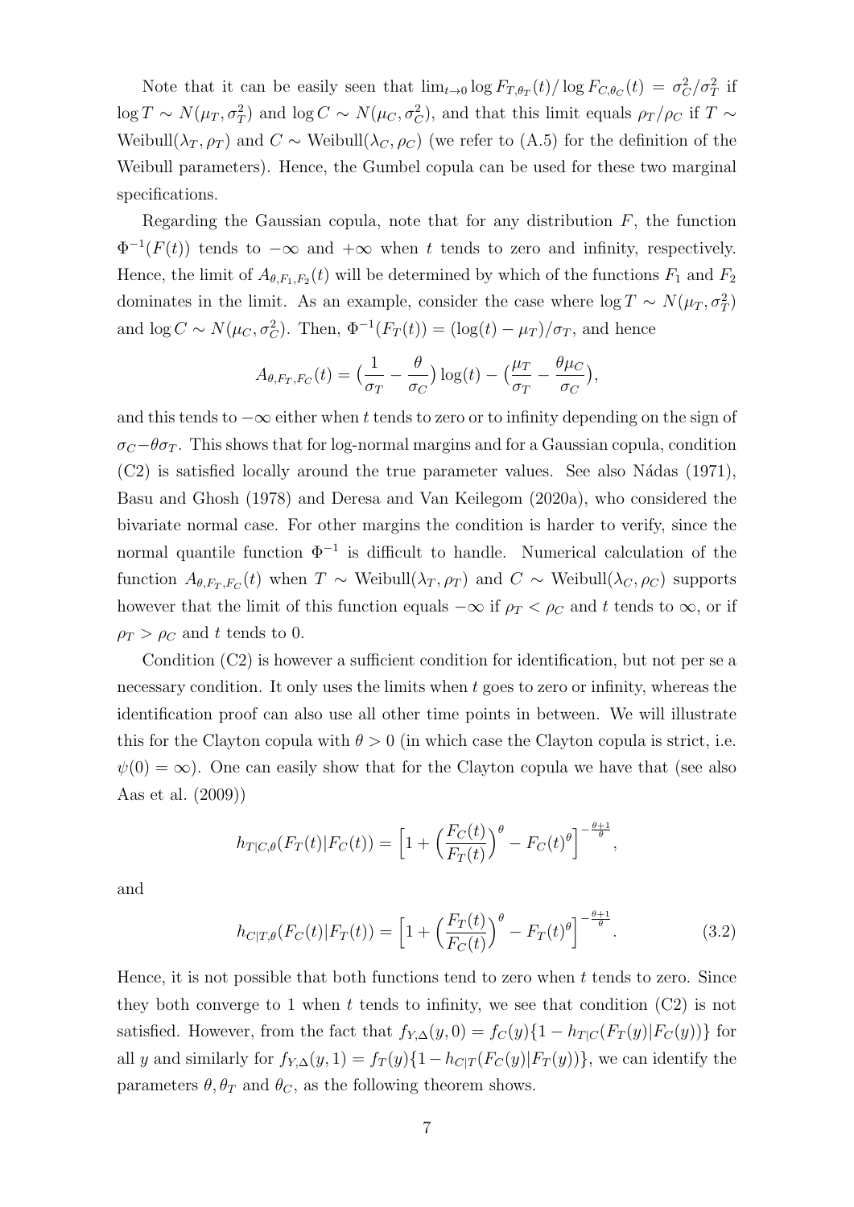Note that it can be easily seen that $\lim_{t\to 0} \log F_{T,\theta_T}(t)/\log F_{C,\theta_C}(t) = \sigma_C^2/\sigma_T^2$ if $\log T \sim N(\mu_T, \sigma_T^2)$ and $\log C \sim N(\mu_C, \sigma_C^2)$, and that this limit equals $\rho_T/\rho_C$ if $T \sim$ Weibull$(\lambda_T, \rho_T)$ and $C \sim$ Weibull$(\lambda_C, \rho_C)$ (we refer to (A.5) for the definition of the Weibull parameters). Hence, the Gumbel copula can be used for these two marginal specifications.

Regarding the Gaussian copula, note that for any distribution $F$, the function $\Phi^{-1}(F(t))$ tends to $-\infty$ and $+\infty$ when $t$ tends to zero and infinity, respectively. Hence, the limit of $A_{\theta,F_1,F_2}(t)$ will be determined by which of the functions $F_1$ and $F_2$ dominates in the limit. As an example, consider the case where $\log T \sim N(\mu_T, \sigma_T^2)$ and $\log C \sim N(\mu_C, \sigma_C^2)$. Then, $\Phi^{-1}(F_T(t)) = (\log(t) - \mu_T)/\sigma_T$, and hence

$$A_{\theta,F_T,F_C}(t) = \big(\frac{1}{\sigma_T} - \frac{\theta}{\sigma_C}\big)\log(t) - \big(\frac{\mu_T}{\sigma_T} - \frac{\theta\mu_C}{\sigma_C}\big),$$

and this tends to $-\infty$ either when $t$ tends to zero or to infinity depending on the sign of $\sigma_C - \theta\sigma_T$. This shows that for log-normal margins and for a Gaussian copula, condition (C2) is satisfied locally around the true parameter values. See also Nádas (1971), Basu and Ghosh (1978) and Deresa and Van Keilegom (2020a), who considered the bivariate normal case. For other margins the condition is harder to verify, since the normal quantile function $\Phi^{-1}$ is difficult to handle. Numerical calculation of the function $A_{\theta,F_T,F_C}(t)$ when $T \sim$ Weibull$(\lambda_T, \rho_T)$ and $C \sim$ Weibull$(\lambda_C, \rho_C)$ supports however that the limit of this function equals $-\infty$ if $\rho_T < \rho_C$ and $t$ tends to $\infty$, or if $\rho_T > \rho_C$ and $t$ tends to 0.

Condition (C2) is however a sufficient condition for identification, but not per se a necessary condition. It only uses the limits when $t$ goes to zero or infinity, whereas the identification proof can also use all other time points in between. We will illustrate this for the Clayton copula with $\theta > 0$ (in which case the Clayton copula is strict, i.e. $\psi(0) = \infty$). One can easily show that for the Clayton copula we have that (see also Aas et al. (2009))

$$h_{T|C,\theta}(F_T(t)|F_C(t)) = \Big[1 + \Big(\frac{F_C(t)}{F_T(t)}\Big)^{\theta} - F_C(t)^{\theta}\Big]^{-\frac{\theta+1}{\theta}},$$

and

$$h_{C|T,\theta}(F_C(t)|F_T(t)) = \Big[1 + \Big(\frac{F_T(t)}{F_C(t)}\Big)^{\theta} - F_T(t)^{\theta}\Big]^{-\frac{\theta+1}{\theta}}. \tag{3.2}$$

Hence, it is not possible that both functions tend to zero when $t$ tends to zero. Since they both converge to 1 when $t$ tends to infinity, we see that condition (C2) is not satisfied. However, from the fact that $f_{Y,\Delta}(y, 0) = f_C(y)\{1 - h_{T|C}(F_T(y)|F_C(y))\}$ for all $y$ and similarly for $f_{Y,\Delta}(y, 1) = f_T(y)\{1 - h_{C|T}(F_C(y)|F_T(y))\}$, we can identify the parameters $\theta, \theta_T$ and $\theta_C$, as the following theorem shows.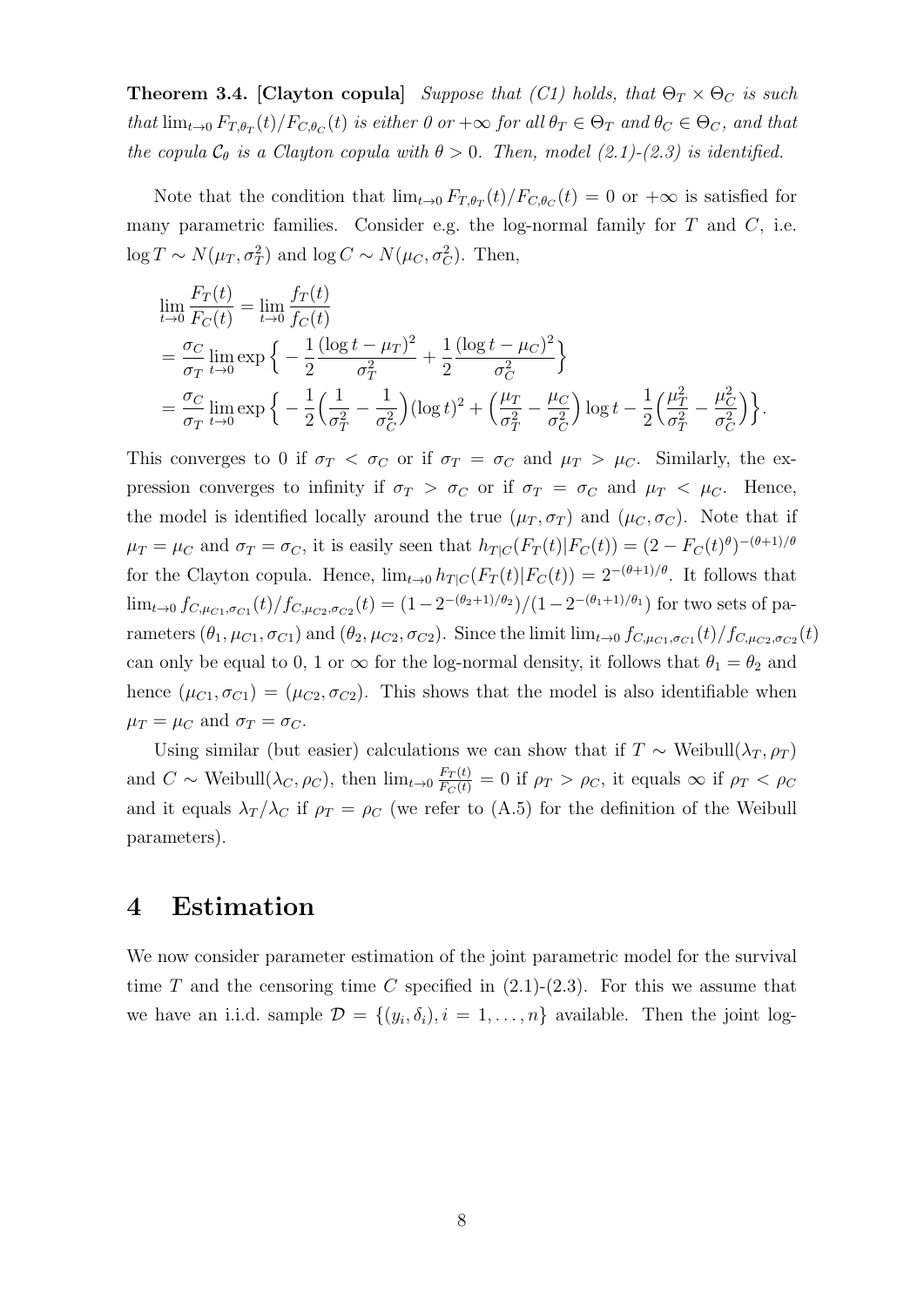**Theorem 3.4. [Clayton copula]** *Suppose that (C1) holds, that $\Theta_T \times \Theta_C$ is such that $\lim_{t\to 0} F_{T,\theta_T}(t)/F_{C,\theta_C}(t)$ is either 0 or $+\infty$ for all $\theta_T \in \Theta_T$ and $\theta_C \in \Theta_C$, and that the copula $\mathcal{C}_\theta$ is a Clayton copula with $\theta > 0$. Then, model (2.1)-(2.3) is identified.*

Note that the condition that $\lim_{t\to 0} F_{T,\theta_T}(t)/F_{C,\theta_C}(t) = 0$ or $+\infty$ is satisfied for many parametric families. Consider e.g. the log-normal family for $T$ and $C$, i.e. $\log T \sim N(\mu_T, \sigma_T^2)$ and $\log C \sim N(\mu_C, \sigma_C^2)$. Then,

$$
\begin{aligned}
&\lim_{t\to 0} \frac{F_T(t)}{F_C(t)} = \lim_{t\to 0} \frac{f_T(t)}{f_C(t)} \\
&= \frac{\sigma_C}{\sigma_T} \lim_{t\to 0} \exp\Big\{ -\frac{1}{2} \frac{(\log t - \mu_T)^2}{\sigma_T^2} + \frac{1}{2} \frac{(\log t - \mu_C)^2}{\sigma_C^2} \Big\} \\
&= \frac{\sigma_C}{\sigma_T} \lim_{t\to 0} \exp\Big\{ -\frac{1}{2}\Big(\frac{1}{\sigma_T^2} - \frac{1}{\sigma_C^2}\Big)(\log t)^2 + \Big(\frac{\mu_T}{\sigma_T^2} - \frac{\mu_C}{\sigma_C^2}\Big)\log t - \frac{1}{2}\Big(\frac{\mu_T^2}{\sigma_T^2} - \frac{\mu_C^2}{\sigma_C^2}\Big)\Big\}.
\end{aligned}
$$

This converges to 0 if $\sigma_T < \sigma_C$ or if $\sigma_T = \sigma_C$ and $\mu_T > \mu_C$. Similarly, the expression converges to infinity if $\sigma_T > \sigma_C$ or if $\sigma_T = \sigma_C$ and $\mu_T < \mu_C$. Hence, the model is identified locally around the true $(\mu_T, \sigma_T)$ and $(\mu_C, \sigma_C)$. Note that if $\mu_T = \mu_C$ and $\sigma_T = \sigma_C$, it is easily seen that $h_{T|C}(F_T(t)|F_C(t)) = (2 - F_C(t)^\theta)^{-(\theta+1)/\theta}$ for the Clayton copula. Hence, $\lim_{t\to 0} h_{T|C}(F_T(t)|F_C(t)) = 2^{-(\theta+1)/\theta}$. It follows that $\lim_{t\to 0} f_{C,\mu_{C1},\sigma_{C1}}(t)/f_{C,\mu_{C2},\sigma_{C2}}(t) = (1-2^{-(\theta_2+1)/\theta_2})/(1-2^{-(\theta_1+1)/\theta_1})$ for two sets of parameters $(\theta_1, \mu_{C1}, \sigma_{C1})$ and $(\theta_2, \mu_{C2}, \sigma_{C2})$. Since the limit $\lim_{t\to 0} f_{C,\mu_{C1},\sigma_{C1}}(t)/f_{C,\mu_{C2},\sigma_{C2}}(t)$ can only be equal to 0, 1 or $\infty$ for the log-normal density, it follows that $\theta_1 = \theta_2$ and hence $(\mu_{C1}, \sigma_{C1}) = (\mu_{C2}, \sigma_{C2})$. This shows that the model is also identifiable when $\mu_T = \mu_C$ and $\sigma_T = \sigma_C$.

Using similar (but easier) calculations we can show that if $T \sim \text{Weibull}(\lambda_T, \rho_T)$ and $C \sim \text{Weibull}(\lambda_C, \rho_C)$, then $\lim_{t\to 0} \frac{F_T(t)}{F_C(t)} = 0$ if $\rho_T > \rho_C$, it equals $\infty$ if $\rho_T < \rho_C$ and it equals $\lambda_T/\lambda_C$ if $\rho_T = \rho_C$ (we refer to (A.5) for the definition of the Weibull parameters).

# 4 Estimation

We now consider parameter estimation of the joint parametric model for the survival time $T$ and the censoring time $C$ specified in (2.1)-(2.3). For this we assume that we have an i.i.d. sample $\mathcal{D} = \{(y_i, \delta_i), i = 1, \ldots, n\}$ available. Then the joint log-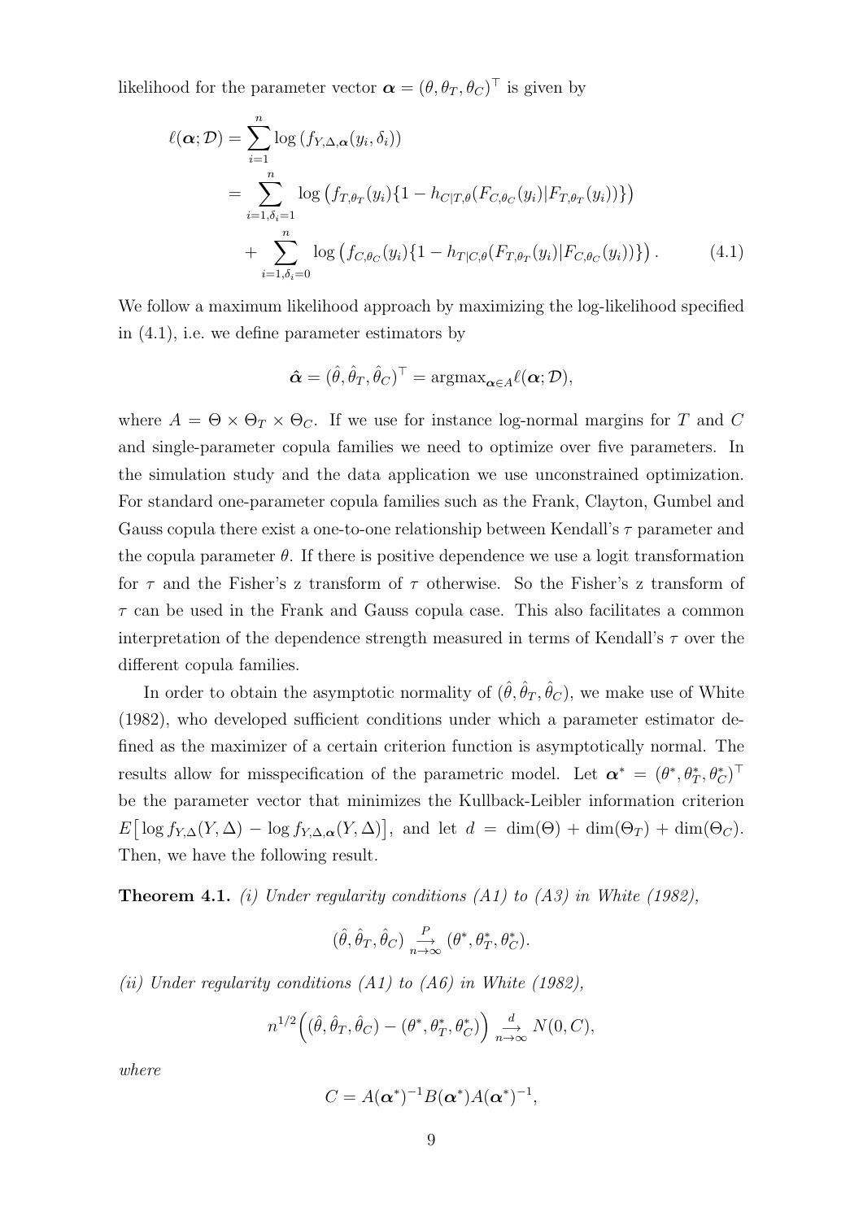likelihood for the parameter vector $\boldsymbol{\alpha} = (\theta, \theta_T, \theta_C)^\top$ is given by

$$
\begin{aligned}
\ell(\boldsymbol{\alpha}; \mathcal{D}) &= \sum_{i=1}^{n} \log \left( f_{Y,\Delta,\boldsymbol{\alpha}}(y_i, \delta_i) \right) \\
&= \sum_{i=1, \delta_i=1}^{n} \log \left( f_{T,\theta_T}(y_i) \{1 - h_{C|T,\theta}(F_{C,\theta_C}(y_i) | F_{T,\theta_T}(y_i))\} \right) \\
&\quad + \sum_{i=1, \delta_i=0}^{n} \log \left( f_{C,\theta_C}(y_i) \{1 - h_{T|C,\theta}(F_{T,\theta_T}(y_i) | F_{C,\theta_C}(y_i))\} \right). \qquad (4.1)
\end{aligned}
$$

We follow a maximum likelihood approach by maximizing the log-likelihood specified in (4.1), i.e. we define parameter estimators by

$$
\hat{\boldsymbol{\alpha}} = (\hat{\theta}, \hat{\theta}_T, \hat{\theta}_C)^\top = \operatorname{argmax}_{\boldsymbol{\alpha} \in A} \ell(\boldsymbol{\alpha}; \mathcal{D}),
$$

where $A = \Theta \times \Theta_T \times \Theta_C$. If we use for instance log-normal margins for $T$ and $C$ and single-parameter copula families we need to optimize over five parameters. In the simulation study and the data application we use unconstrained optimization. For standard one-parameter copula families such as the Frank, Clayton, Gumbel and Gauss copula there exist a one-to-one relationship between Kendall's $\tau$ parameter and the copula parameter $\theta$. If there is positive dependence we use a logit transformation for $\tau$ and the Fisher's z transform of $\tau$ otherwise. So the Fisher's z transform of $\tau$ can be used in the Frank and Gauss copula case. This also facilitates a common interpretation of the dependence strength measured in terms of Kendall's $\tau$ over the different copula families.

In order to obtain the asymptotic normality of $(\hat{\theta}, \hat{\theta}_T, \hat{\theta}_C)$, we make use of White (1982), who developed sufficient conditions under which a parameter estimator defined as the maximizer of a certain criterion function is asymptotically normal. The results allow for misspecification of the parametric model. Let $\boldsymbol{\alpha}^* = (\theta^*, \theta_T^*, \theta_C^*)^\top$ be the parameter vector that minimizes the Kullback-Leibler information criterion $E\big[\log f_{Y,\Delta}(Y, \Delta) - \log f_{Y,\Delta,\boldsymbol{\alpha}}(Y, \Delta)\big]$, and let $d = \dim(\Theta) + \dim(\Theta_T) + \dim(\Theta_C)$. Then, we have the following result.

**Theorem 4.1.** *(i) Under regularity conditions (A1) to (A3) in White (1982),*

$$
(\hat{\theta}, \hat{\theta}_T, \hat{\theta}_C) \underset{n \to \infty}{\overset{P}{\longrightarrow}} (\theta^*, \theta_T^*, \theta_C^*).
$$

*(ii) Under regularity conditions (A1) to (A6) in White (1982),*

$$
n^{1/2} \Big( (\hat{\theta}, \hat{\theta}_T, \hat{\theta}_C) - (\theta^*, \theta_T^*, \theta_C^*) \Big) \underset{n \to \infty}{\overset{d}{\longrightarrow}} N(0, C),
$$

*where*

$$
C = A(\boldsymbol{\alpha}^*)^{-1} B(\boldsymbol{\alpha}^*) A(\boldsymbol{\alpha}^*)^{-1},
$$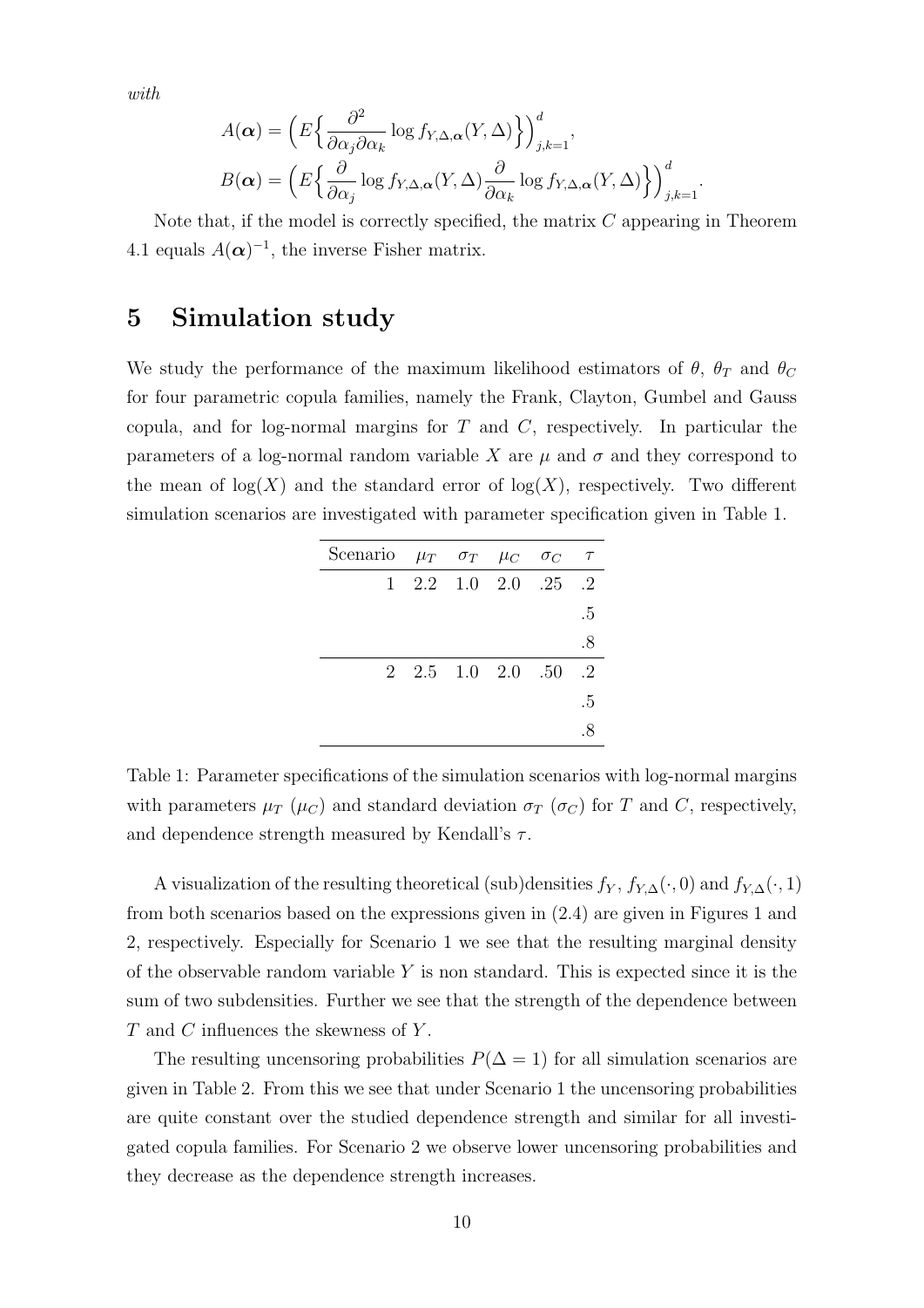*with*

$$A(\boldsymbol{\alpha}) = \Big(E\Big\{\frac{\partial^2}{\partial\alpha_j\partial\alpha_k}\log f_{Y,\Delta,\boldsymbol{\alpha}}(Y,\Delta)\Big\}\Big)_{j,k=1}^{d},$$

$$B(\boldsymbol{\alpha}) = \Big(E\Big\{\frac{\partial}{\partial\alpha_j}\log f_{Y,\Delta,\boldsymbol{\alpha}}(Y,\Delta)\frac{\partial}{\partial\alpha_k}\log f_{Y,\Delta,\boldsymbol{\alpha}}(Y,\Delta)\Big\}\Big)_{j,k=1}^{d}.$$

Note that, if the model is correctly specified, the matrix $C$ appearing in Theorem 4.1 equals $A(\boldsymbol{\alpha})^{-1}$, the inverse Fisher matrix.

## 5 Simulation study

We study the performance of the maximum likelihood estimators of $\theta$, $\theta_T$ and $\theta_C$ for four parametric copula families, namely the Frank, Clayton, Gumbel and Gauss copula, and for log-normal margins for $T$ and $C$, respectively. In particular the parameters of a log-normal random variable $X$ are $\mu$ and $\sigma$ and they correspond to the mean of $\log(X)$ and the standard error of $\log(X)$, respectively. Two different simulation scenarios are investigated with parameter specification given in Table 1.

| Scenario | $\mu_T$ | $\sigma_T$ | $\mu_C$ | $\sigma_C$ | $\tau$ |
|---|---|---|---|---|---|
| 1 | 2.2 | 1.0 | 2.0 | .25 | .2 |
| | | | | | .5 |
| | | | | | .8 |
| 2 | 2.5 | 1.0 | 2.0 | .50 | .2 |
| | | | | | .5 |
| | | | | | .8 |

Table 1: Parameter specifications of the simulation scenarios with log-normal margins with parameters $\mu_T$ ($\mu_C$) and standard deviation $\sigma_T$ ($\sigma_C$) for $T$ and $C$, respectively, and dependence strength measured by Kendall's $\tau$.

A visualization of the resulting theoretical (sub)densities $f_Y$, $f_{Y,\Delta}(\cdot,0)$ and $f_{Y,\Delta}(\cdot,1)$ from both scenarios based on the expressions given in (2.4) are given in Figures 1 and 2, respectively. Especially for Scenario 1 we see that the resulting marginal density of the observable random variable $Y$ is non standard. This is expected since it is the sum of two subdensities. Further we see that the strength of the dependence between $T$ and $C$ influences the skewness of $Y$.

The resulting uncensoring probabilities $P(\Delta = 1)$ for all simulation scenarios are given in Table 2. From this we see that under Scenario 1 the uncensoring probabilities are quite constant over the studied dependence strength and similar for all investigated copula families. For Scenario 2 we observe lower uncensoring probabilities and they decrease as the dependence strength increases.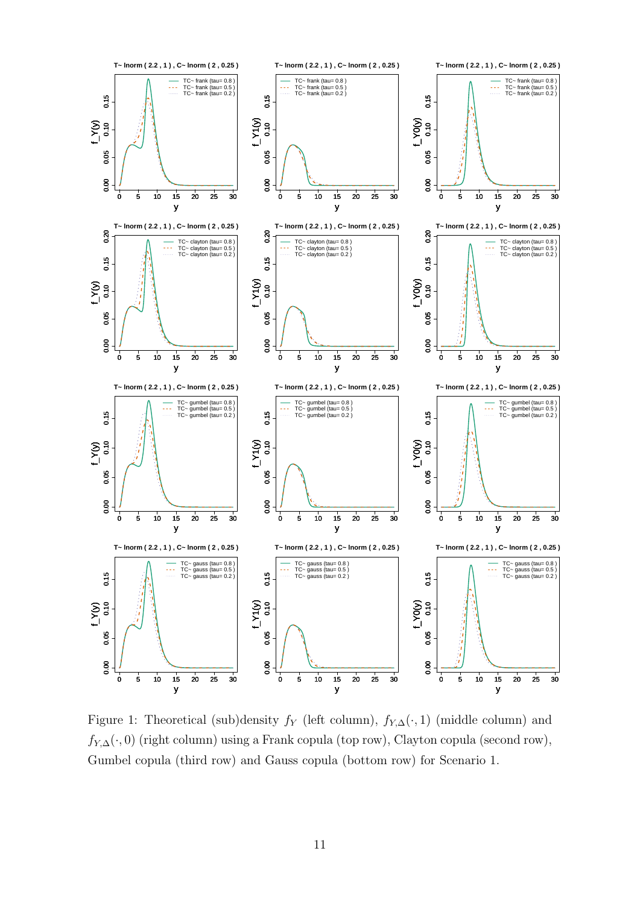Figure 1: Theoretical (sub)density $f_Y$ (left column), $f_{Y,\Delta}(\cdot, 1)$ (middle column) and $f_{Y,\Delta}(\cdot, 0)$ (right column) using a Frank copula (top row), Clayton copula (second row), Gumbel copula (third row) and Gauss copula (bottom row) for Scenario 1.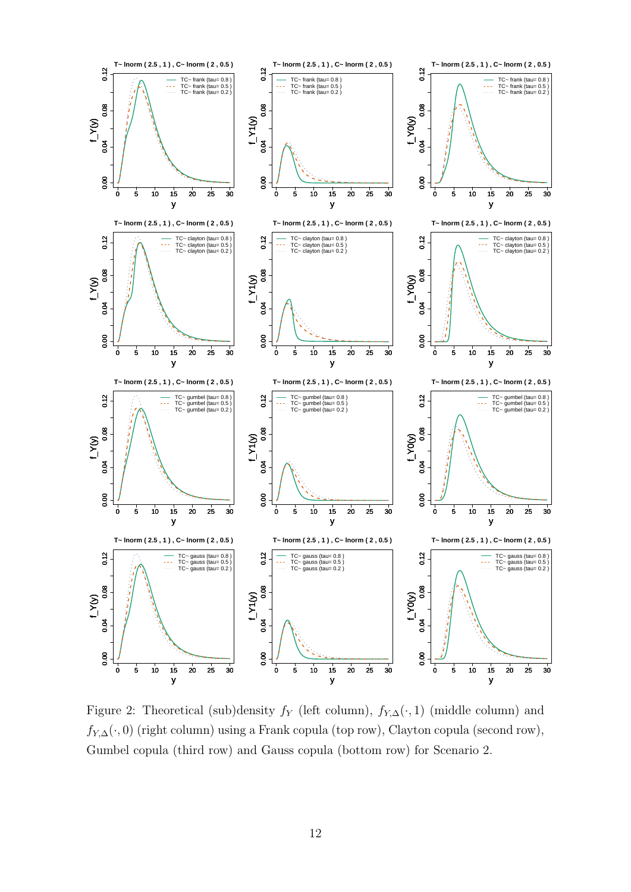Figure 2: Theoretical (sub)density $f_Y$ (left column), $f_{Y,\Delta}(\cdot, 1)$ (middle column) and $f_{Y,\Delta}(\cdot, 0)$ (right column) using a Frank copula (top row), Clayton copula (second row), Gumbel copula (third row) and Gauss copula (bottom row) for Scenario 2.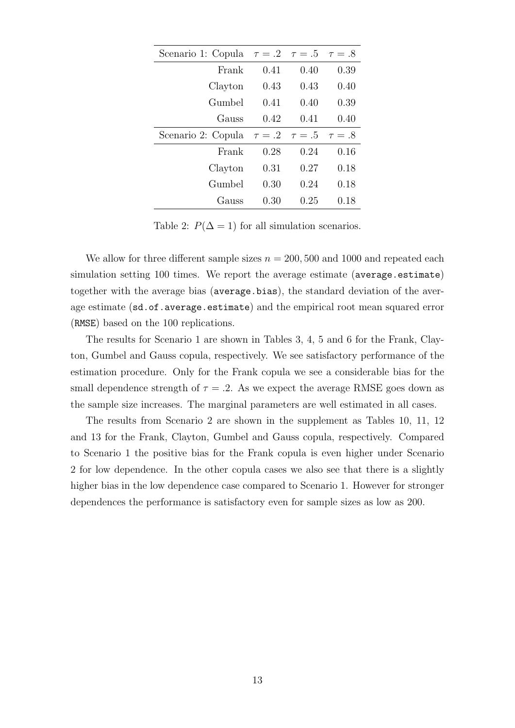| Scenario 1: Copula | $\tau = .2$ | $\tau = .5$ | $\tau = .8$ |
|---:|---:|---:|---:|
| Frank | 0.41 | 0.40 | 0.39 |
| Clayton | 0.43 | 0.43 | 0.40 |
| Gumbel | 0.41 | 0.40 | 0.39 |
| Gauss | 0.42 | 0.41 | 0.40 |
| **Scenario 2: Copula** | $\tau = .2$ | $\tau = .5$ | $\tau = .8$ |
| Frank | 0.28 | 0.24 | 0.16 |
| Clayton | 0.31 | 0.27 | 0.18 |
| Gumbel | 0.30 | 0.24 | 0.18 |
| Gauss | 0.30 | 0.25 | 0.18 |

Table 2: $P(\Delta = 1)$ for all simulation scenarios.

We allow for three different sample sizes $n = 200, 500$ and 1000 and repeated each simulation setting 100 times. We report the average estimate (`average.estimate`) together with the average bias (`average.bias`), the standard deviation of the average estimate (`sd.of.average.estimate`) and the empirical root mean squared error (`RMSE`) based on the 100 replications.

The results for Scenario 1 are shown in Tables 3, 4, 5 and 6 for the Frank, Clayton, Gumbel and Gauss copula, respectively. We see satisfactory performance of the estimation procedure. Only for the Frank copula we see a considerable bias for the small dependence strength of $\tau = .2$. As we expect the average RMSE goes down as the sample size increases. The marginal parameters are well estimated in all cases.

The results from Scenario 2 are shown in the supplement as Tables 10, 11, 12 and 13 for the Frank, Clayton, Gumbel and Gauss copula, respectively. Compared to Scenario 1 the positive bias for the Frank copula is even higher under Scenario 2 for low dependence. In the other copula cases we also see that there is a slightly higher bias in the low dependence case compared to Scenario 1. However for stronger dependences the performance is satisfactory even for sample sizes as low as 200.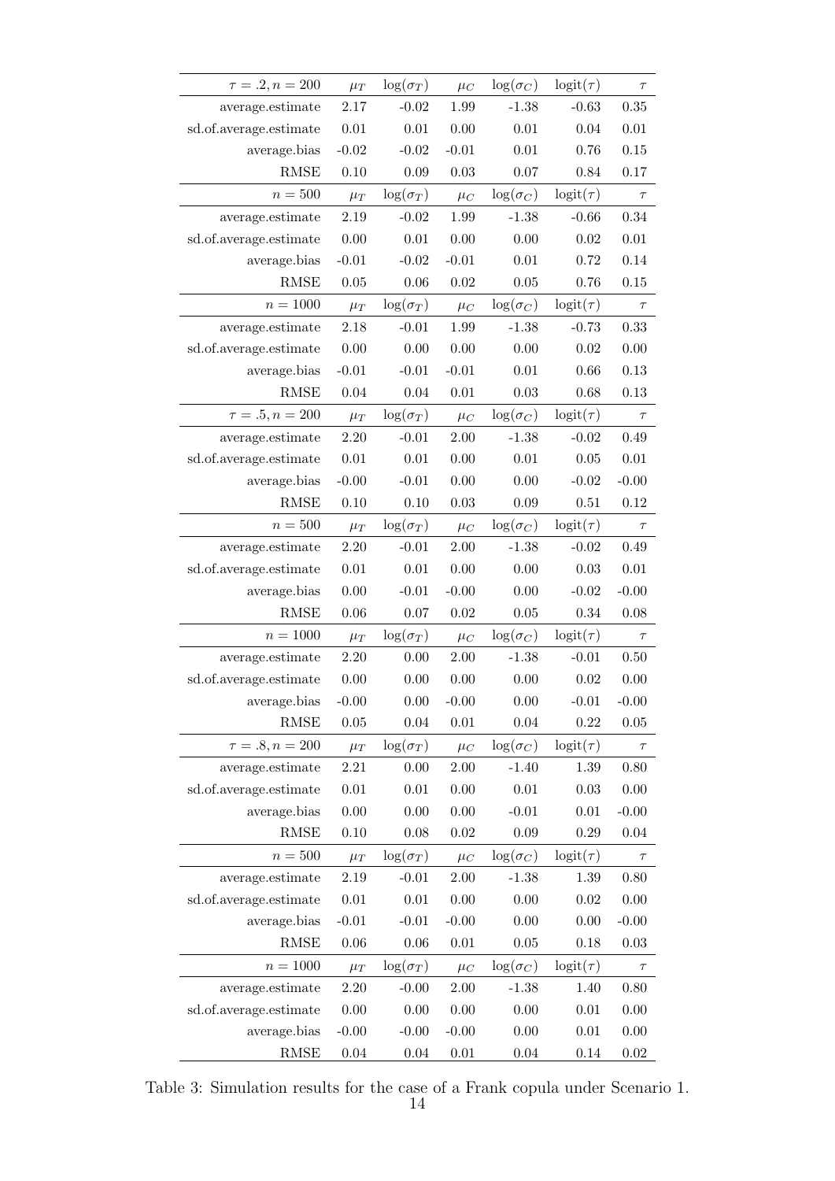| $\tau = .2, n = 200$ | $\mu_T$ | $\log(\sigma_T)$ | $\mu_C$ | $\log(\sigma_C)$ | $\text{logit}(\tau)$ | $\tau$ |
|---|---|---|---|---|---|---|
| average.estimate | 2.17 | -0.02 | 1.99 | -1.38 | -0.63 | 0.35 |
| sd.of.average.estimate | 0.01 | 0.01 | 0.00 | 0.01 | 0.04 | 0.01 |
| average.bias | -0.02 | -0.02 | -0.01 | 0.01 | 0.76 | 0.15 |
| RMSE | 0.10 | 0.09 | 0.03 | 0.07 | 0.84 | 0.17 |
| $n = 500$ | $\mu_T$ | $\log(\sigma_T)$ | $\mu_C$ | $\log(\sigma_C)$ | $\text{logit}(\tau)$ | $\tau$ |
| average.estimate | 2.19 | -0.02 | 1.99 | -1.38 | -0.66 | 0.34 |
| sd.of.average.estimate | 0.00 | 0.01 | 0.00 | 0.00 | 0.02 | 0.01 |
| average.bias | -0.01 | -0.02 | -0.01 | 0.01 | 0.72 | 0.14 |
| RMSE | 0.05 | 0.06 | 0.02 | 0.05 | 0.76 | 0.15 |
| $n = 1000$ | $\mu_T$ | $\log(\sigma_T)$ | $\mu_C$ | $\log(\sigma_C)$ | $\text{logit}(\tau)$ | $\tau$ |
| average.estimate | 2.18 | -0.01 | 1.99 | -1.38 | -0.73 | 0.33 |
| sd.of.average.estimate | 0.00 | 0.00 | 0.00 | 0.00 | 0.02 | 0.00 |
| average.bias | -0.01 | -0.01 | -0.01 | 0.01 | 0.66 | 0.13 |
| RMSE | 0.04 | 0.04 | 0.01 | 0.03 | 0.68 | 0.13 |
| $\tau = .5, n = 200$ | $\mu_T$ | $\log(\sigma_T)$ | $\mu_C$ | $\log(\sigma_C)$ | $\text{logit}(\tau)$ | $\tau$ |
| average.estimate | 2.20 | -0.01 | 2.00 | -1.38 | -0.02 | 0.49 |
| sd.of.average.estimate | 0.01 | 0.01 | 0.00 | 0.01 | 0.05 | 0.01 |
| average.bias | -0.00 | -0.01 | 0.00 | 0.00 | -0.02 | -0.00 |
| RMSE | 0.10 | 0.10 | 0.03 | 0.09 | 0.51 | 0.12 |
| $n = 500$ | $\mu_T$ | $\log(\sigma_T)$ | $\mu_C$ | $\log(\sigma_C)$ | $\text{logit}(\tau)$ | $\tau$ |
| average.estimate | 2.20 | -0.01 | 2.00 | -1.38 | -0.02 | 0.49 |
| sd.of.average.estimate | 0.01 | 0.01 | 0.00 | 0.00 | 0.03 | 0.01 |
| average.bias | 0.00 | -0.01 | -0.00 | 0.00 | -0.02 | -0.00 |
| RMSE | 0.06 | 0.07 | 0.02 | 0.05 | 0.34 | 0.08 |
| $n = 1000$ | $\mu_T$ | $\log(\sigma_T)$ | $\mu_C$ | $\log(\sigma_C)$ | $\text{logit}(\tau)$ | $\tau$ |
| average.estimate | 2.20 | 0.00 | 2.00 | -1.38 | -0.01 | 0.50 |
| sd.of.average.estimate | 0.00 | 0.00 | 0.00 | 0.00 | 0.02 | 0.00 |
| average.bias | -0.00 | 0.00 | -0.00 | 0.00 | -0.01 | -0.00 |
| RMSE | 0.05 | 0.04 | 0.01 | 0.04 | 0.22 | 0.05 |
| $\tau = .8, n = 200$ | $\mu_T$ | $\log(\sigma_T)$ | $\mu_C$ | $\log(\sigma_C)$ | $\text{logit}(\tau)$ | $\tau$ |
| average.estimate | 2.21 | 0.00 | 2.00 | -1.40 | 1.39 | 0.80 |
| sd.of.average.estimate | 0.01 | 0.01 | 0.00 | 0.01 | 0.03 | 0.00 |
| average.bias | 0.00 | 0.00 | 0.00 | -0.01 | 0.01 | -0.00 |
| RMSE | 0.10 | 0.08 | 0.02 | 0.09 | 0.29 | 0.04 |
| $n = 500$ | $\mu_T$ | $\log(\sigma_T)$ | $\mu_C$ | $\log(\sigma_C)$ | $\text{logit}(\tau)$ | $\tau$ |
| average.estimate | 2.19 | -0.01 | 2.00 | -1.38 | 1.39 | 0.80 |
| sd.of.average.estimate | 0.01 | 0.01 | 0.00 | 0.00 | 0.02 | 0.00 |
| average.bias | -0.01 | -0.01 | -0.00 | 0.00 | 0.00 | -0.00 |
| RMSE | 0.06 | 0.06 | 0.01 | 0.05 | 0.18 | 0.03 |
| $n = 1000$ | $\mu_T$ | $\log(\sigma_T)$ | $\mu_C$ | $\log(\sigma_C)$ | $\text{logit}(\tau)$ | $\tau$ |
| average.estimate | 2.20 | -0.00 | 2.00 | -1.38 | 1.40 | 0.80 |
| sd.of.average.estimate | 0.00 | 0.00 | 0.00 | 0.00 | 0.01 | 0.00 |
| average.bias | -0.00 | -0.00 | -0.00 | 0.00 | 0.01 | 0.00 |
| RMSE | 0.04 | 0.04 | 0.01 | 0.04 | 0.14 | 0.02 |

Table 3: Simulation results for the case of a Frank copula under Scenario 1.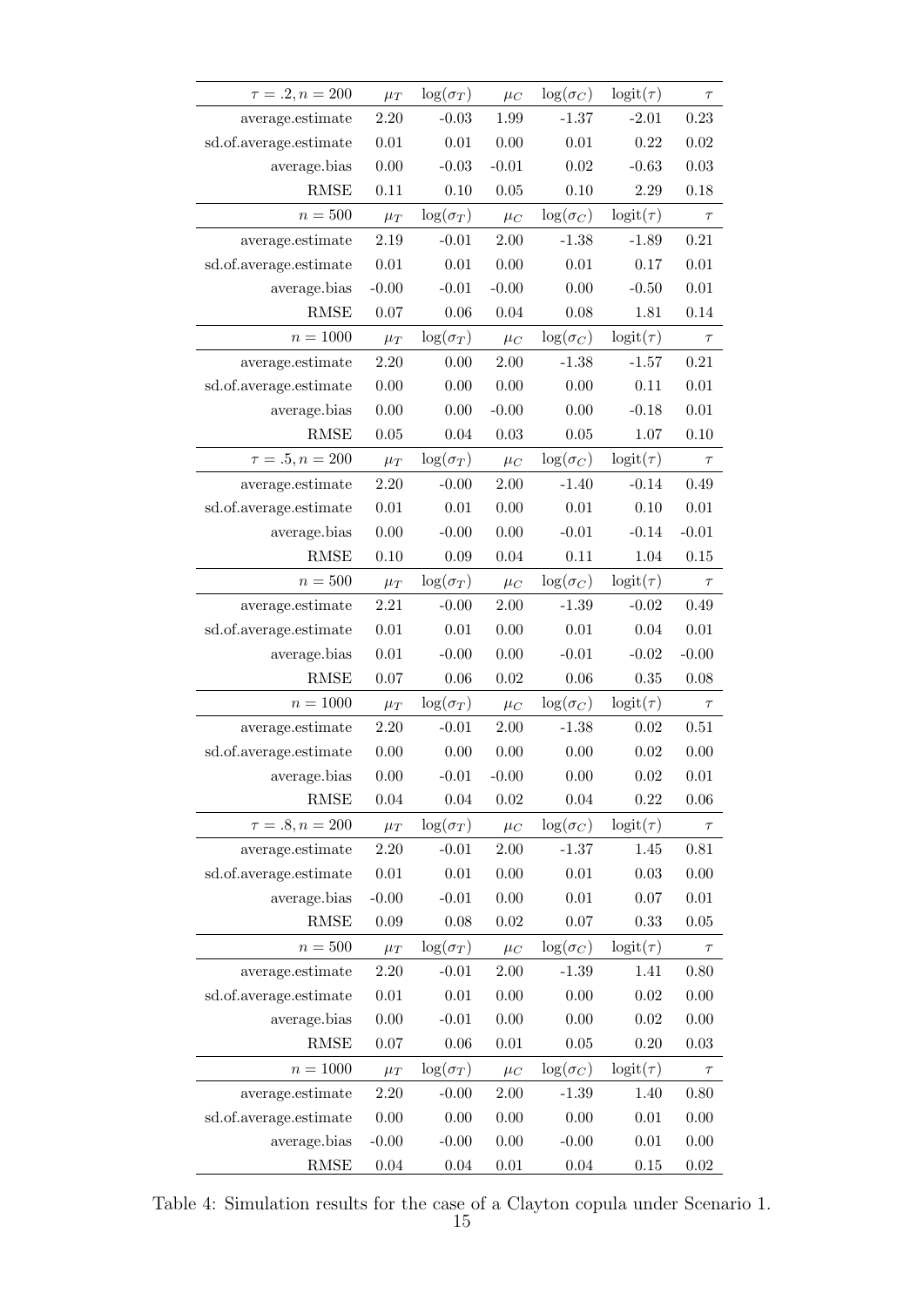| $\tau = .2, n = 200$ | $\mu_T$ | $\log(\sigma_T)$ | $\mu_C$ | $\log(\sigma_C)$ | $\text{logit}(\tau)$ | $\tau$ |
|---|---|---|---|---|---|---|
| average.estimate | 2.20 | -0.03 | 1.99 | -1.37 | -2.01 | 0.23 |
| sd.of.average.estimate | 0.01 | 0.01 | 0.00 | 0.01 | 0.22 | 0.02 |
| average.bias | 0.00 | -0.03 | -0.01 | 0.02 | -0.63 | 0.03 |
| RMSE | 0.11 | 0.10 | 0.05 | 0.10 | 2.29 | 0.18 |
| $n = 500$ | $\mu_T$ | $\log(\sigma_T)$ | $\mu_C$ | $\log(\sigma_C)$ | $\text{logit}(\tau)$ | $\tau$ |
| average.estimate | 2.19 | -0.01 | 2.00 | -1.38 | -1.89 | 0.21 |
| sd.of.average.estimate | 0.01 | 0.01 | 0.00 | 0.01 | 0.17 | 0.01 |
| average.bias | -0.00 | -0.01 | -0.00 | 0.00 | -0.50 | 0.01 |
| RMSE | 0.07 | 0.06 | 0.04 | 0.08 | 1.81 | 0.14 |
| $n = 1000$ | $\mu_T$ | $\log(\sigma_T)$ | $\mu_C$ | $\log(\sigma_C)$ | $\text{logit}(\tau)$ | $\tau$ |
| average.estimate | 2.20 | 0.00 | 2.00 | -1.38 | -1.57 | 0.21 |
| sd.of.average.estimate | 0.00 | 0.00 | 0.00 | 0.00 | 0.11 | 0.01 |
| average.bias | 0.00 | 0.00 | -0.00 | 0.00 | -0.18 | 0.01 |
| RMSE | 0.05 | 0.04 | 0.03 | 0.05 | 1.07 | 0.10 |
| $\tau = .5, n = 200$ | $\mu_T$ | $\log(\sigma_T)$ | $\mu_C$ | $\log(\sigma_C)$ | $\text{logit}(\tau)$ | $\tau$ |
| average.estimate | 2.20 | -0.00 | 2.00 | -1.40 | -0.14 | 0.49 |
| sd.of.average.estimate | 0.01 | 0.01 | 0.00 | 0.01 | 0.10 | 0.01 |
| average.bias | 0.00 | -0.00 | 0.00 | -0.01 | -0.14 | -0.01 |
| RMSE | 0.10 | 0.09 | 0.04 | 0.11 | 1.04 | 0.15 |
| $n = 500$ | $\mu_T$ | $\log(\sigma_T)$ | $\mu_C$ | $\log(\sigma_C)$ | $\text{logit}(\tau)$ | $\tau$ |
| average.estimate | 2.21 | -0.00 | 2.00 | -1.39 | -0.02 | 0.49 |
| sd.of.average.estimate | 0.01 | 0.01 | 0.00 | 0.01 | 0.04 | 0.01 |
| average.bias | 0.01 | -0.00 | 0.00 | -0.01 | -0.02 | -0.00 |
| RMSE | 0.07 | 0.06 | 0.02 | 0.06 | 0.35 | 0.08 |
| $n = 1000$ | $\mu_T$ | $\log(\sigma_T)$ | $\mu_C$ | $\log(\sigma_C)$ | $\text{logit}(\tau)$ | $\tau$ |
| average.estimate | 2.20 | -0.01 | 2.00 | -1.38 | 0.02 | 0.51 |
| sd.of.average.estimate | 0.00 | 0.00 | 0.00 | 0.00 | 0.02 | 0.00 |
| average.bias | 0.00 | -0.01 | -0.00 | 0.00 | 0.02 | 0.01 |
| RMSE | 0.04 | 0.04 | 0.02 | 0.04 | 0.22 | 0.06 |
| $\tau = .8, n = 200$ | $\mu_T$ | $\log(\sigma_T)$ | $\mu_C$ | $\log(\sigma_C)$ | $\text{logit}(\tau)$ | $\tau$ |
| average.estimate | 2.20 | -0.01 | 2.00 | -1.37 | 1.45 | 0.81 |
| sd.of.average.estimate | 0.01 | 0.01 | 0.00 | 0.01 | 0.03 | 0.00 |
| average.bias | -0.00 | -0.01 | 0.00 | 0.01 | 0.07 | 0.01 |
| RMSE | 0.09 | 0.08 | 0.02 | 0.07 | 0.33 | 0.05 |
| $n = 500$ | $\mu_T$ | $\log(\sigma_T)$ | $\mu_C$ | $\log(\sigma_C)$ | $\text{logit}(\tau)$ | $\tau$ |
| average.estimate | 2.20 | -0.01 | 2.00 | -1.39 | 1.41 | 0.80 |
| sd.of.average.estimate | 0.01 | 0.01 | 0.00 | 0.00 | 0.02 | 0.00 |
| average.bias | 0.00 | -0.01 | 0.00 | 0.00 | 0.02 | 0.00 |
| RMSE | 0.07 | 0.06 | 0.01 | 0.05 | 0.20 | 0.03 |
| $n = 1000$ | $\mu_T$ | $\log(\sigma_T)$ | $\mu_C$ | $\log(\sigma_C)$ | $\text{logit}(\tau)$ | $\tau$ |
| average.estimate | 2.20 | -0.00 | 2.00 | -1.39 | 1.40 | 0.80 |
| sd.of.average.estimate | 0.00 | 0.00 | 0.00 | 0.00 | 0.01 | 0.00 |
| average.bias | -0.00 | -0.00 | 0.00 | -0.00 | 0.01 | 0.00 |
| RMSE | 0.04 | 0.04 | 0.01 | 0.04 | 0.15 | 0.02 |

Table 4: Simulation results for the case of a Clayton copula under Scenario 1.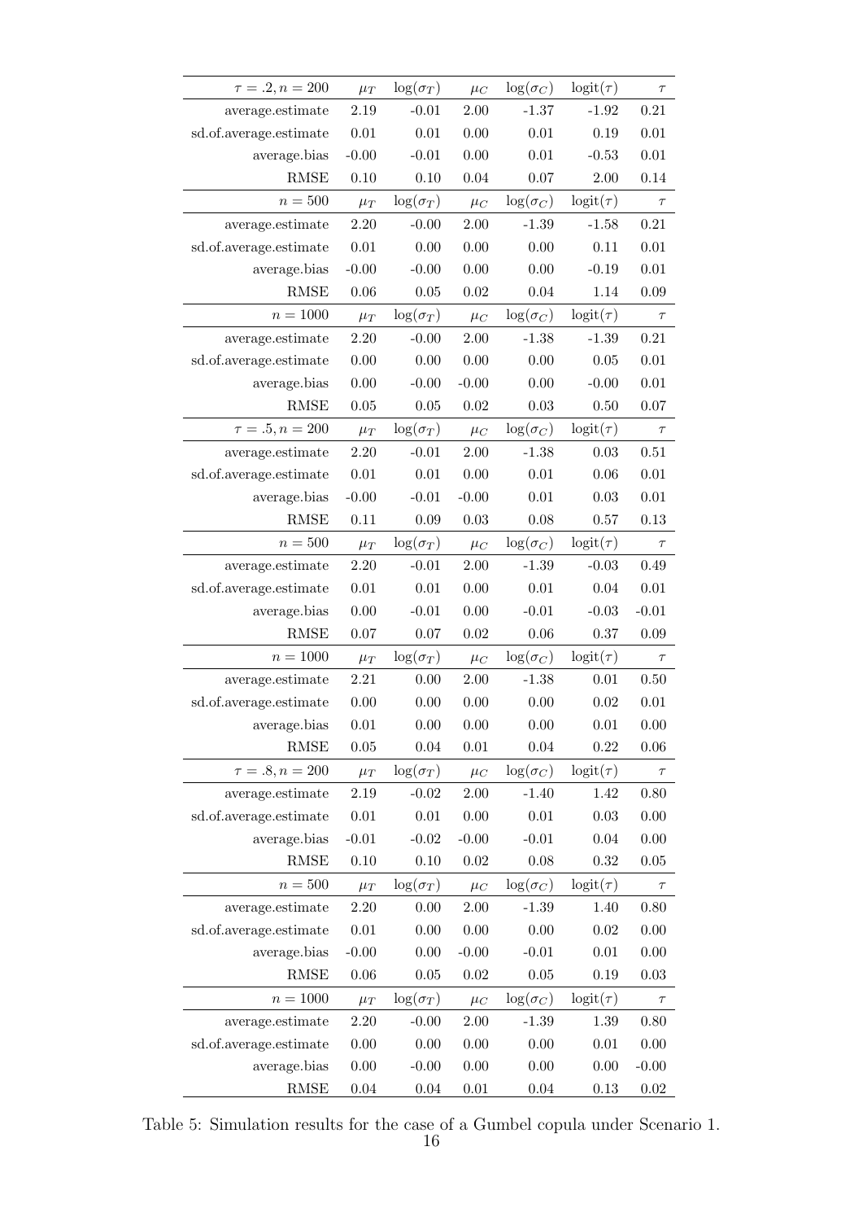| $\tau = .2, n = 200$ | $\mu_T$ | $\log(\sigma_T)$ | $\mu_C$ | $\log(\sigma_C)$ | $\text{logit}(\tau)$ | $\tau$ |
|---|---|---|---|---|---|---|
| average.estimate | 2.19 | -0.01 | 2.00 | -1.37 | -1.92 | 0.21 |
| sd.of.average.estimate | 0.01 | 0.01 | 0.00 | 0.01 | 0.19 | 0.01 |
| average.bias | -0.00 | -0.01 | 0.00 | 0.01 | -0.53 | 0.01 |
| RMSE | 0.10 | 0.10 | 0.04 | 0.07 | 2.00 | 0.14 |
| $n = 500$ | $\mu_T$ | $\log(\sigma_T)$ | $\mu_C$ | $\log(\sigma_C)$ | $\text{logit}(\tau)$ | $\tau$ |
| average.estimate | 2.20 | -0.00 | 2.00 | -1.39 | -1.58 | 0.21 |
| sd.of.average.estimate | 0.01 | 0.00 | 0.00 | 0.00 | 0.11 | 0.01 |
| average.bias | -0.00 | -0.00 | 0.00 | 0.00 | -0.19 | 0.01 |
| RMSE | 0.06 | 0.05 | 0.02 | 0.04 | 1.14 | 0.09 |
| $n = 1000$ | $\mu_T$ | $\log(\sigma_T)$ | $\mu_C$ | $\log(\sigma_C)$ | $\text{logit}(\tau)$ | $\tau$ |
| average.estimate | 2.20 | -0.00 | 2.00 | -1.38 | -1.39 | 0.21 |
| sd.of.average.estimate | 0.00 | 0.00 | 0.00 | 0.00 | 0.05 | 0.01 |
| average.bias | 0.00 | -0.00 | -0.00 | 0.00 | -0.00 | 0.01 |
| RMSE | 0.05 | 0.05 | 0.02 | 0.03 | 0.50 | 0.07 |
| $\tau = .5, n = 200$ | $\mu_T$ | $\log(\sigma_T)$ | $\mu_C$ | $\log(\sigma_C)$ | $\text{logit}(\tau)$ | $\tau$ |
| average.estimate | 2.20 | -0.01 | 2.00 | -1.38 | 0.03 | 0.51 |
| sd.of.average.estimate | 0.01 | 0.01 | 0.00 | 0.01 | 0.06 | 0.01 |
| average.bias | -0.00 | -0.01 | -0.00 | 0.01 | 0.03 | 0.01 |
| RMSE | 0.11 | 0.09 | 0.03 | 0.08 | 0.57 | 0.13 |
| $n = 500$ | $\mu_T$ | $\log(\sigma_T)$ | $\mu_C$ | $\log(\sigma_C)$ | $\text{logit}(\tau)$ | $\tau$ |
| average.estimate | 2.20 | -0.01 | 2.00 | -1.39 | -0.03 | 0.49 |
| sd.of.average.estimate | 0.01 | 0.01 | 0.00 | 0.01 | 0.04 | 0.01 |
| average.bias | 0.00 | -0.01 | 0.00 | -0.01 | -0.03 | -0.01 |
| RMSE | 0.07 | 0.07 | 0.02 | 0.06 | 0.37 | 0.09 |
| $n = 1000$ | $\mu_T$ | $\log(\sigma_T)$ | $\mu_C$ | $\log(\sigma_C)$ | $\text{logit}(\tau)$ | $\tau$ |
| average.estimate | 2.21 | 0.00 | 2.00 | -1.38 | 0.01 | 0.50 |
| sd.of.average.estimate | 0.00 | 0.00 | 0.00 | 0.00 | 0.02 | 0.01 |
| average.bias | 0.01 | 0.00 | 0.00 | 0.00 | 0.01 | 0.00 |
| RMSE | 0.05 | 0.04 | 0.01 | 0.04 | 0.22 | 0.06 |
| $\tau = .8, n = 200$ | $\mu_T$ | $\log(\sigma_T)$ | $\mu_C$ | $\log(\sigma_C)$ | $\text{logit}(\tau)$ | $\tau$ |
| average.estimate | 2.19 | -0.02 | 2.00 | -1.40 | 1.42 | 0.80 |
| sd.of.average.estimate | 0.01 | 0.01 | 0.00 | 0.01 | 0.03 | 0.00 |
| average.bias | -0.01 | -0.02 | -0.00 | -0.01 | 0.04 | 0.00 |
| RMSE | 0.10 | 0.10 | 0.02 | 0.08 | 0.32 | 0.05 |
| $n = 500$ | $\mu_T$ | $\log(\sigma_T)$ | $\mu_C$ | $\log(\sigma_C)$ | $\text{logit}(\tau)$ | $\tau$ |
| average.estimate | 2.20 | 0.00 | 2.00 | -1.39 | 1.40 | 0.80 |
| sd.of.average.estimate | 0.01 | 0.00 | 0.00 | 0.00 | 0.02 | 0.00 |
| average.bias | -0.00 | 0.00 | -0.00 | -0.01 | 0.01 | 0.00 |
| RMSE | 0.06 | 0.05 | 0.02 | 0.05 | 0.19 | 0.03 |
| $n = 1000$ | $\mu_T$ | $\log(\sigma_T)$ | $\mu_C$ | $\log(\sigma_C)$ | $\text{logit}(\tau)$ | $\tau$ |
| average.estimate | 2.20 | -0.00 | 2.00 | -1.39 | 1.39 | 0.80 |
| sd.of.average.estimate | 0.00 | 0.00 | 0.00 | 0.00 | 0.01 | 0.00 |
| average.bias | 0.00 | -0.00 | 0.00 | 0.00 | 0.00 | -0.00 |
| RMSE | 0.04 | 0.04 | 0.01 | 0.04 | 0.13 | 0.02 |

Table 5: Simulation results for the case of a Gumbel copula under Scenario 1.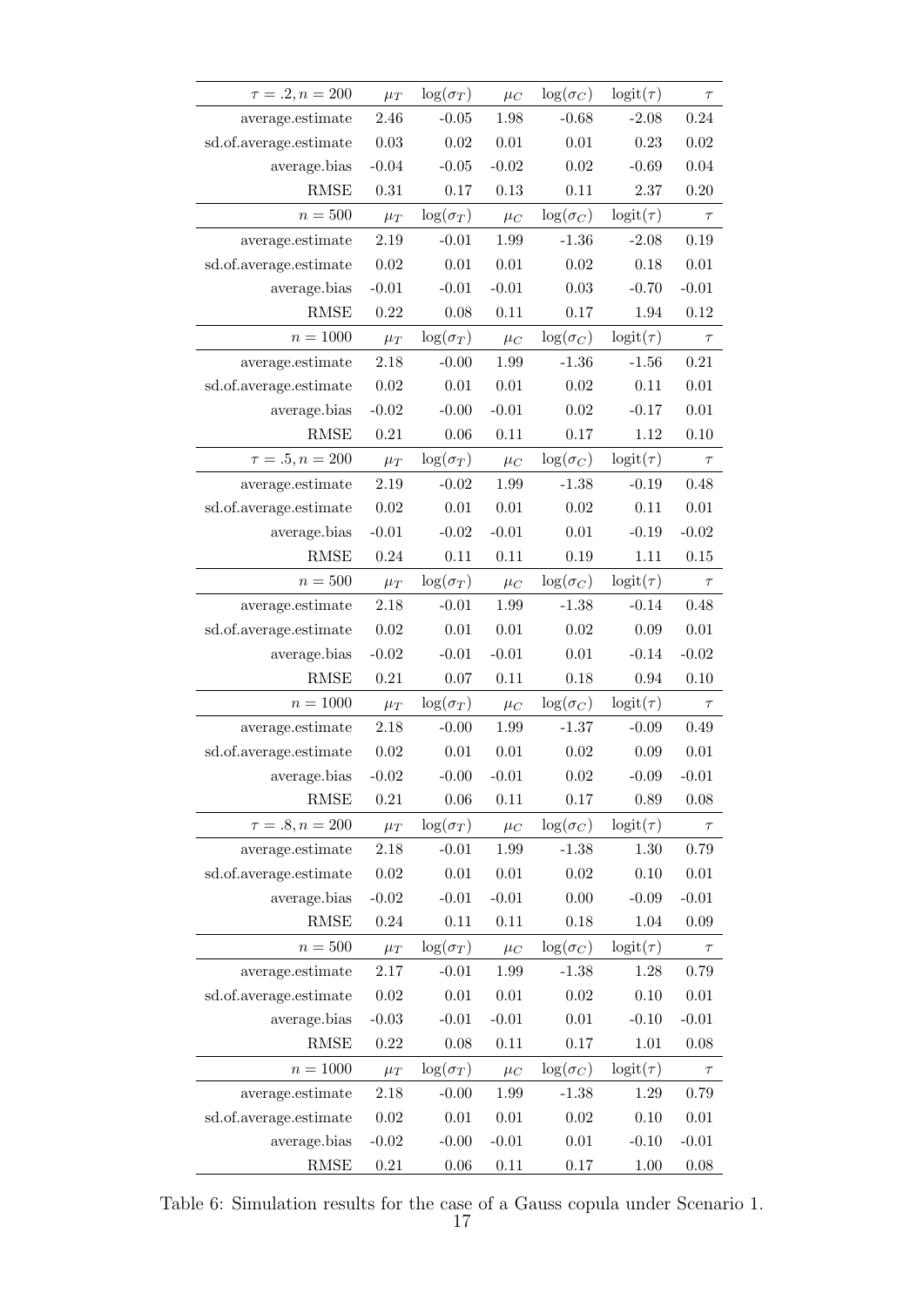| $\tau = .2, n = 200$ | $\mu_T$ | $\log(\sigma_T)$ | $\mu_C$ | $\log(\sigma_C)$ | $\text{logit}(\tau)$ | $\tau$ |
|---|---|---|---|---|---|---|
| average.estimate | 2.46 | -0.05 | 1.98 | -0.68 | -2.08 | 0.24 |
| sd.of.average.estimate | 0.03 | 0.02 | 0.01 | 0.01 | 0.23 | 0.02 |
| average.bias | -0.04 | -0.05 | -0.02 | 0.02 | -0.69 | 0.04 |
| RMSE | 0.31 | 0.17 | 0.13 | 0.11 | 2.37 | 0.20 |
| $n = 500$ | $\mu_T$ | $\log(\sigma_T)$ | $\mu_C$ | $\log(\sigma_C)$ | $\text{logit}(\tau)$ | $\tau$ |
| average.estimate | 2.19 | -0.01 | 1.99 | -1.36 | -2.08 | 0.19 |
| sd.of.average.estimate | 0.02 | 0.01 | 0.01 | 0.02 | 0.18 | 0.01 |
| average.bias | -0.01 | -0.01 | -0.01 | 0.03 | -0.70 | -0.01 |
| RMSE | 0.22 | 0.08 | 0.11 | 0.17 | 1.94 | 0.12 |
| $n = 1000$ | $\mu_T$ | $\log(\sigma_T)$ | $\mu_C$ | $\log(\sigma_C)$ | $\text{logit}(\tau)$ | $\tau$ |
| average.estimate | 2.18 | -0.00 | 1.99 | -1.36 | -1.56 | 0.21 |
| sd.of.average.estimate | 0.02 | 0.01 | 0.01 | 0.02 | 0.11 | 0.01 |
| average.bias | -0.02 | -0.00 | -0.01 | 0.02 | -0.17 | 0.01 |
| RMSE | 0.21 | 0.06 | 0.11 | 0.17 | 1.12 | 0.10 |
| $\tau = .5, n = 200$ | $\mu_T$ | $\log(\sigma_T)$ | $\mu_C$ | $\log(\sigma_C)$ | $\text{logit}(\tau)$ | $\tau$ |
| average.estimate | 2.19 | -0.02 | 1.99 | -1.38 | -0.19 | 0.48 |
| sd.of.average.estimate | 0.02 | 0.01 | 0.01 | 0.02 | 0.11 | 0.01 |
| average.bias | -0.01 | -0.02 | -0.01 | 0.01 | -0.19 | -0.02 |
| RMSE | 0.24 | 0.11 | 0.11 | 0.19 | 1.11 | 0.15 |
| $n = 500$ | $\mu_T$ | $\log(\sigma_T)$ | $\mu_C$ | $\log(\sigma_C)$ | $\text{logit}(\tau)$ | $\tau$ |
| average.estimate | 2.18 | -0.01 | 1.99 | -1.38 | -0.14 | 0.48 |
| sd.of.average.estimate | 0.02 | 0.01 | 0.01 | 0.02 | 0.09 | 0.01 |
| average.bias | -0.02 | -0.01 | -0.01 | 0.01 | -0.14 | -0.02 |
| RMSE | 0.21 | 0.07 | 0.11 | 0.18 | 0.94 | 0.10 |
| $n = 1000$ | $\mu_T$ | $\log(\sigma_T)$ | $\mu_C$ | $\log(\sigma_C)$ | $\text{logit}(\tau)$ | $\tau$ |
| average.estimate | 2.18 | -0.00 | 1.99 | -1.37 | -0.09 | 0.49 |
| sd.of.average.estimate | 0.02 | 0.01 | 0.01 | 0.02 | 0.09 | 0.01 |
| average.bias | -0.02 | -0.00 | -0.01 | 0.02 | -0.09 | -0.01 |
| RMSE | 0.21 | 0.06 | 0.11 | 0.17 | 0.89 | 0.08 |
| $\tau = .8, n = 200$ | $\mu_T$ | $\log(\sigma_T)$ | $\mu_C$ | $\log(\sigma_C)$ | $\text{logit}(\tau)$ | $\tau$ |
| average.estimate | 2.18 | -0.01 | 1.99 | -1.38 | 1.30 | 0.79 |
| sd.of.average.estimate | 0.02 | 0.01 | 0.01 | 0.02 | 0.10 | 0.01 |
| average.bias | -0.02 | -0.01 | -0.01 | 0.00 | -0.09 | -0.01 |
| RMSE | 0.24 | 0.11 | 0.11 | 0.18 | 1.04 | 0.09 |
| $n = 500$ | $\mu_T$ | $\log(\sigma_T)$ | $\mu_C$ | $\log(\sigma_C)$ | $\text{logit}(\tau)$ | $\tau$ |
| average.estimate | 2.17 | -0.01 | 1.99 | -1.38 | 1.28 | 0.79 |
| sd.of.average.estimate | 0.02 | 0.01 | 0.01 | 0.02 | 0.10 | 0.01 |
| average.bias | -0.03 | -0.01 | -0.01 | 0.01 | -0.10 | -0.01 |
| RMSE | 0.22 | 0.08 | 0.11 | 0.17 | 1.01 | 0.08 |
| $n = 1000$ | $\mu_T$ | $\log(\sigma_T)$ | $\mu_C$ | $\log(\sigma_C)$ | $\text{logit}(\tau)$ | $\tau$ |
| average.estimate | 2.18 | -0.00 | 1.99 | -1.38 | 1.29 | 0.79 |
| sd.of.average.estimate | 0.02 | 0.01 | 0.01 | 0.02 | 0.10 | 0.01 |
| average.bias | -0.02 | -0.00 | -0.01 | 0.01 | -0.10 | -0.01 |
| RMSE | 0.21 | 0.06 | 0.11 | 0.17 | 1.00 | 0.08 |

Table 6: Simulation results for the case of a Gauss copula under Scenario 1.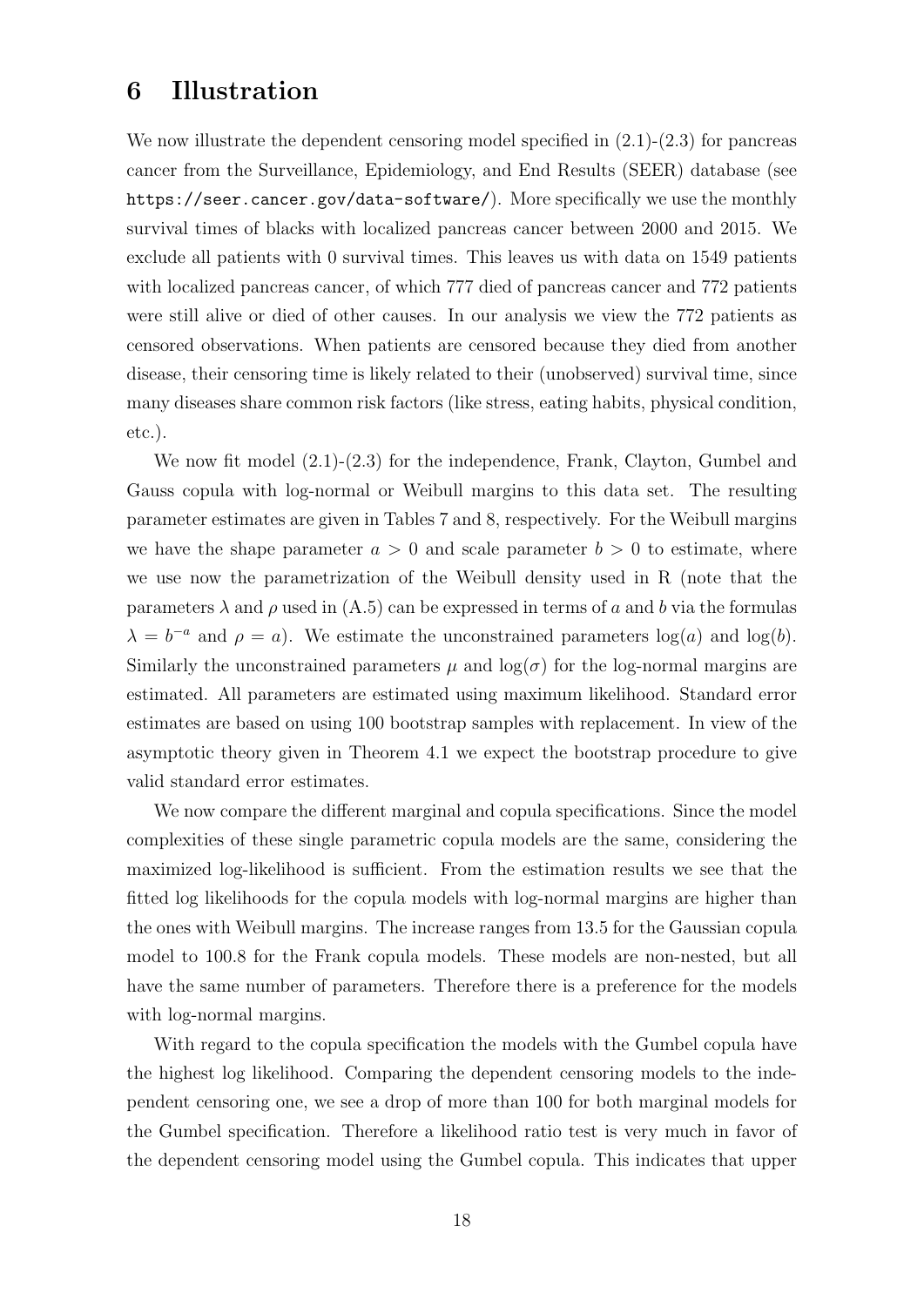## 6 Illustration

We now illustrate the dependent censoring model specified in (2.1)-(2.3) for pancreas cancer from the Surveillance, Epidemiology, and End Results (SEER) database (see `https://seer.cancer.gov/data-software/`). More specifically we use the monthly survival times of blacks with localized pancreas cancer between 2000 and 2015. We exclude all patients with 0 survival times. This leaves us with data on 1549 patients with localized pancreas cancer, of which 777 died of pancreas cancer and 772 patients were still alive or died of other causes. In our analysis we view the 772 patients as censored observations. When patients are censored because they died from another disease, their censoring time is likely related to their (unobserved) survival time, since many diseases share common risk factors (like stress, eating habits, physical condition, etc.).

We now fit model (2.1)-(2.3) for the independence, Frank, Clayton, Gumbel and Gauss copula with log-normal or Weibull margins to this data set. The resulting parameter estimates are given in Tables 7 and 8, respectively. For the Weibull margins we have the shape parameter $a > 0$ and scale parameter $b > 0$ to estimate, where we use now the parametrization of the Weibull density used in R (note that the parameters $\lambda$ and $\rho$ used in (A.5) can be expressed in terms of $a$ and $b$ via the formulas $\lambda = b^{-a}$ and $\rho = a$). We estimate the unconstrained parameters $\log(a)$ and $\log(b)$. Similarly the unconstrained parameters $\mu$ and $\log(\sigma)$ for the log-normal margins are estimated. All parameters are estimated using maximum likelihood. Standard error estimates are based on using 100 bootstrap samples with replacement. In view of the asymptotic theory given in Theorem 4.1 we expect the bootstrap procedure to give valid standard error estimates.

We now compare the different marginal and copula specifications. Since the model complexities of these single parametric copula models are the same, considering the maximized log-likelihood is sufficient. From the estimation results we see that the fitted log likelihoods for the copula models with log-normal margins are higher than the ones with Weibull margins. The increase ranges from 13.5 for the Gaussian copula model to 100.8 for the Frank copula models. These models are non-nested, but all have the same number of parameters. Therefore there is a preference for the models with log-normal margins.

With regard to the copula specification the models with the Gumbel copula have the highest log likelihood. Comparing the dependent censoring models to the independent censoring one, we see a drop of more than 100 for both marginal models for the Gumbel specification. Therefore a likelihood ratio test is very much in favor of the dependent censoring model using the Gumbel copula. This indicates that upper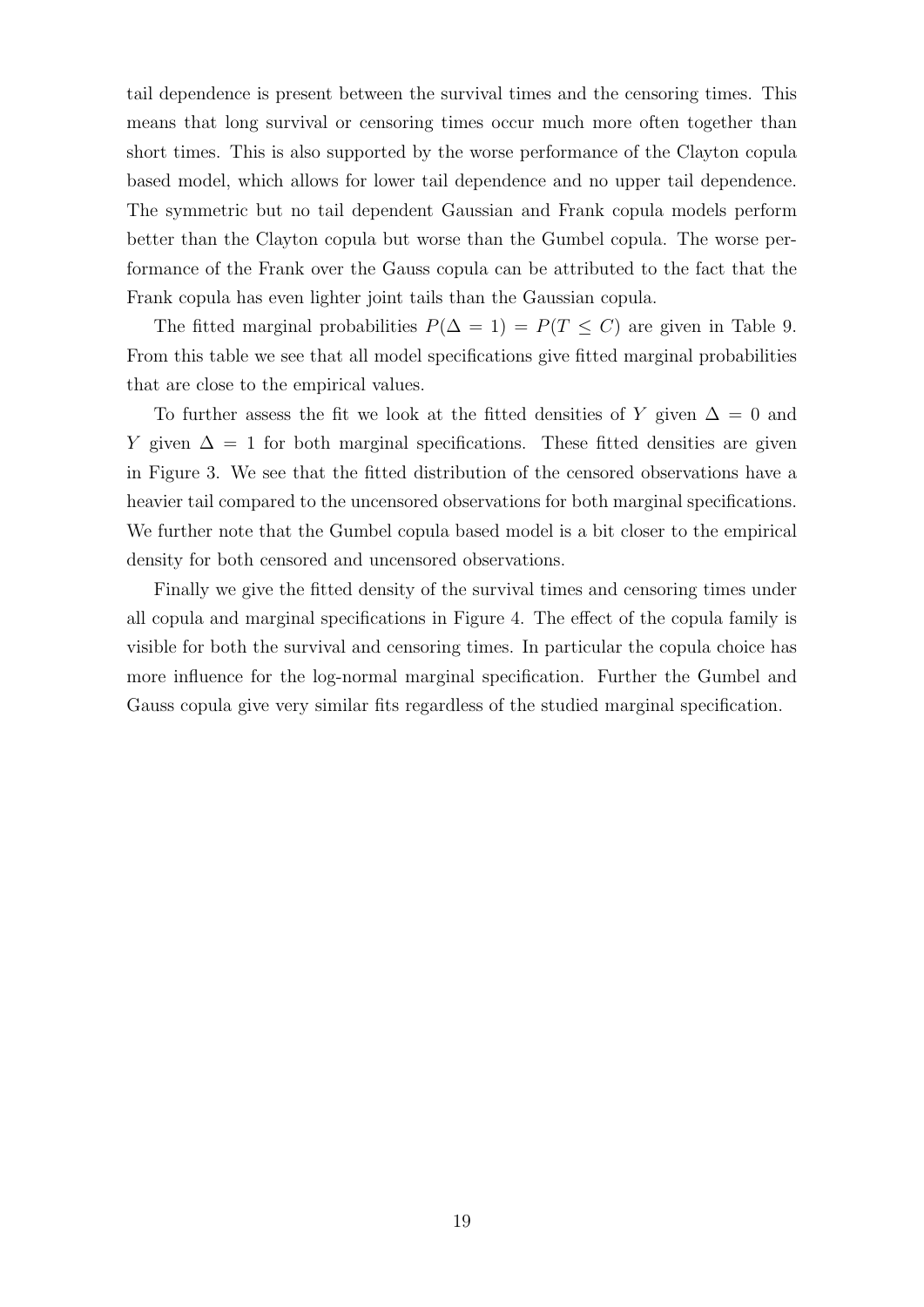tail dependence is present between the survival times and the censoring times. This means that long survival or censoring times occur much more often together than short times. This is also supported by the worse performance of the Clayton copula based model, which allows for lower tail dependence and no upper tail dependence. The symmetric but no tail dependent Gaussian and Frank copula models perform better than the Clayton copula but worse than the Gumbel copula. The worse performance of the Frank over the Gauss copula can be attributed to the fact that the Frank copula has even lighter joint tails than the Gaussian copula.

The fitted marginal probabilities $P(\Delta = 1) = P(T \leq C)$ are given in Table 9. From this table we see that all model specifications give fitted marginal probabilities that are close to the empirical values.

To further assess the fit we look at the fitted densities of $Y$ given $\Delta = 0$ and $Y$ given $\Delta = 1$ for both marginal specifications. These fitted densities are given in Figure 3. We see that the fitted distribution of the censored observations have a heavier tail compared to the uncensored observations for both marginal specifications. We further note that the Gumbel copula based model is a bit closer to the empirical density for both censored and uncensored observations.

Finally we give the fitted density of the survival times and censoring times under all copula and marginal specifications in Figure 4. The effect of the copula family is visible for both the survival and censoring times. In particular the copula choice has more influence for the log-normal marginal specification. Further the Gumbel and Gauss copula give very similar fits regardless of the studied marginal specification.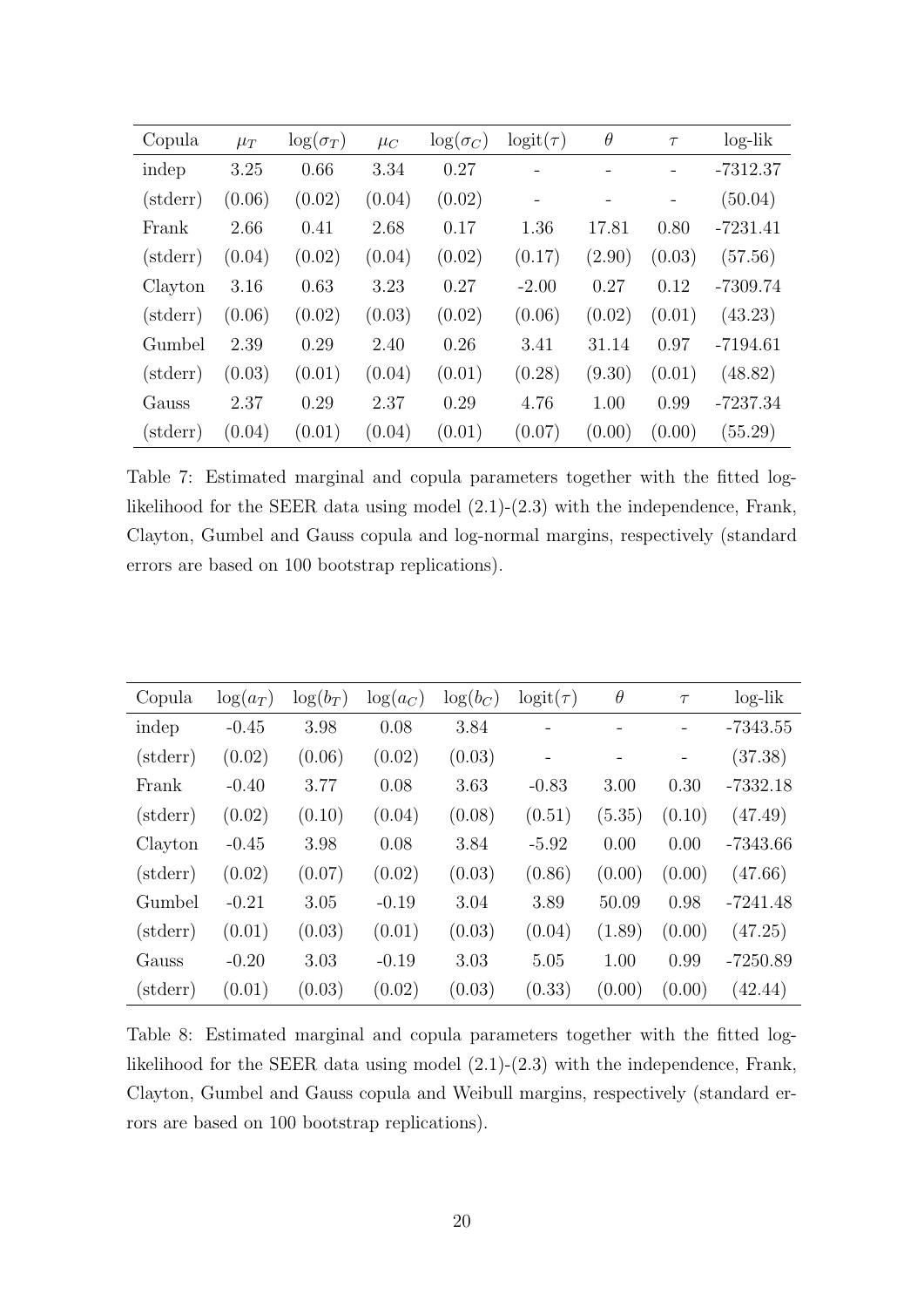| Copula | $\mu_T$ | $\log(\sigma_T)$ | $\mu_C$ | $\log(\sigma_C)$ | $\text{logit}(\tau)$ | $\theta$ | $\tau$ | log-lik |
|---|---|---|---|---|---|---|---|---|
| indep | 3.25 | 0.66 | 3.34 | 0.27 | - | - | - | -7312.37 |
| (stderr) | (0.06) | (0.02) | (0.04) | (0.02) | - | - | - | (50.04) |
| Frank | 2.66 | 0.41 | 2.68 | 0.17 | 1.36 | 17.81 | 0.80 | -7231.41 |
| (stderr) | (0.04) | (0.02) | (0.04) | (0.02) | (0.17) | (2.90) | (0.03) | (57.56) |
| Clayton | 3.16 | 0.63 | 3.23 | 0.27 | -2.00 | 0.27 | 0.12 | -7309.74 |
| (stderr) | (0.06) | (0.02) | (0.03) | (0.02) | (0.06) | (0.02) | (0.01) | (43.23) |
| Gumbel | 2.39 | 0.29 | 2.40 | 0.26 | 3.41 | 31.14 | 0.97 | -7194.61 |
| (stderr) | (0.03) | (0.01) | (0.04) | (0.01) | (0.28) | (9.30) | (0.01) | (48.82) |
| Gauss | 2.37 | 0.29 | 2.37 | 0.29 | 4.76 | 1.00 | 0.99 | -7237.34 |
| (stderr) | (0.04) | (0.01) | (0.04) | (0.01) | (0.07) | (0.00) | (0.00) | (55.29) |

Table 7: Estimated marginal and copula parameters together with the fitted log-likelihood for the SEER data using model (2.1)-(2.3) with the independence, Frank, Clayton, Gumbel and Gauss copula and log-normal margins, respectively (standard errors are based on 100 bootstrap replications).

| Copula | $\log(a_T)$ | $\log(b_T)$ | $\log(a_C)$ | $\log(b_C)$ | $\text{logit}(\tau)$ | $\theta$ | $\tau$ | log-lik |
|---|---|---|---|---|---|---|---|---|
| indep | -0.45 | 3.98 | 0.08 | 3.84 | - | - | - | -7343.55 |
| (stderr) | (0.02) | (0.06) | (0.02) | (0.03) | - | - | - | (37.38) |
| Frank | -0.40 | 3.77 | 0.08 | 3.63 | -0.83 | 3.00 | 0.30 | -7332.18 |
| (stderr) | (0.02) | (0.10) | (0.04) | (0.08) | (0.51) | (5.35) | (0.10) | (47.49) |
| Clayton | -0.45 | 3.98 | 0.08 | 3.84 | -5.92 | 0.00 | 0.00 | -7343.66 |
| (stderr) | (0.02) | (0.07) | (0.02) | (0.03) | (0.86) | (0.00) | (0.00) | (47.66) |
| Gumbel | -0.21 | 3.05 | -0.19 | 3.04 | 3.89 | 50.09 | 0.98 | -7241.48 |
| (stderr) | (0.01) | (0.03) | (0.01) | (0.03) | (0.04) | (1.89) | (0.00) | (47.25) |
| Gauss | -0.20 | 3.03 | -0.19 | 3.03 | 5.05 | 1.00 | 0.99 | -7250.89 |
| (stderr) | (0.01) | (0.03) | (0.02) | (0.03) | (0.33) | (0.00) | (0.00) | (42.44) |

Table 8: Estimated marginal and copula parameters together with the fitted log-likelihood for the SEER data using model (2.1)-(2.3) with the independence, Frank, Clayton, Gumbel and Gauss copula and Weibull margins, respectively (standard errors are based on 100 bootstrap replications).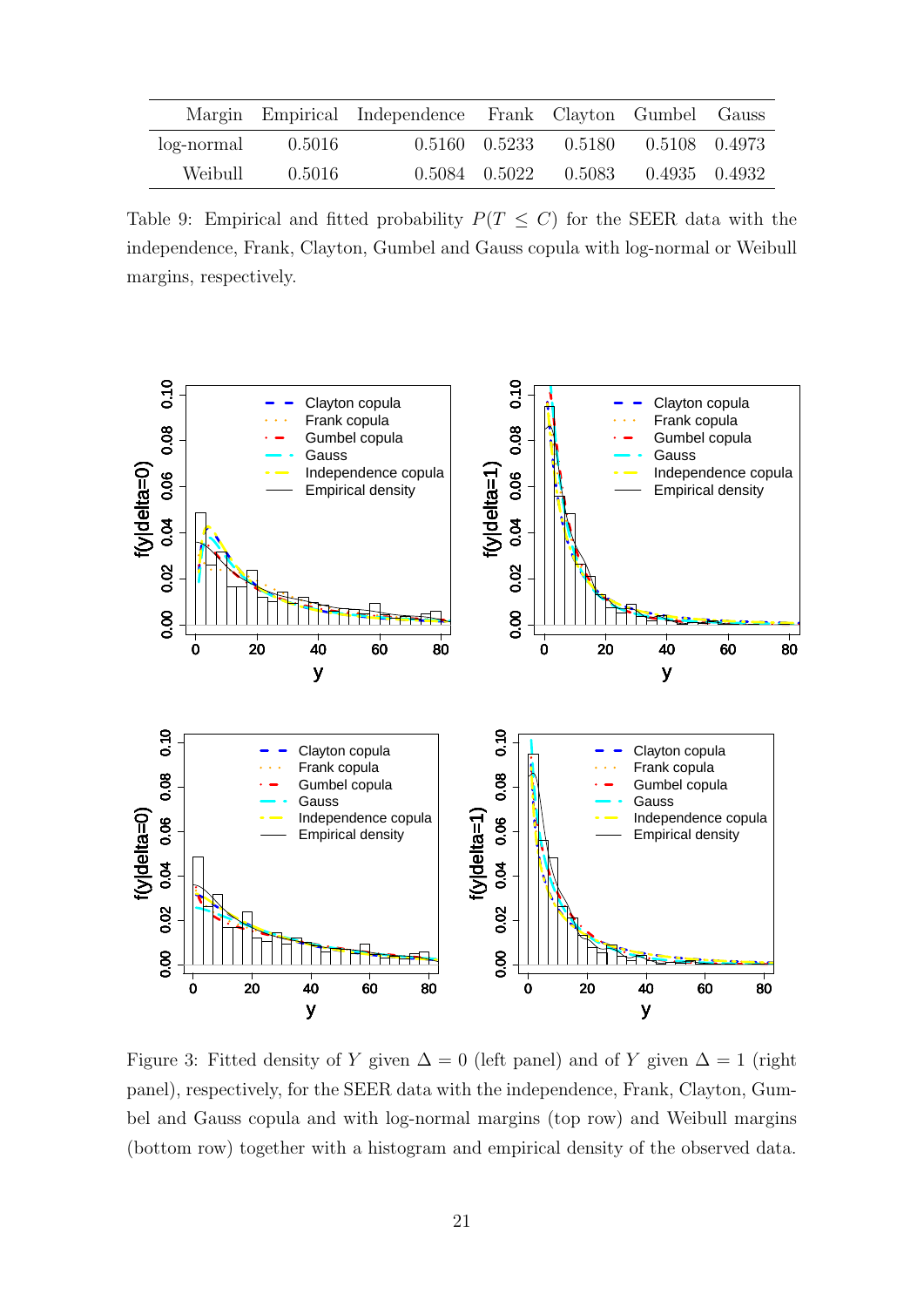| Margin | Empirical | Independence | Frank | Clayton | Gumbel | Gauss |
|---|---|---|---|---|---|---|
| log-normal | 0.5016 | 0.5160 | 0.5233 | 0.5180 | 0.5108 | 0.4973 |
| Weibull | 0.5016 | 0.5084 | 0.5022 | 0.5083 | 0.4935 | 0.4932 |

Table 9: Empirical and fitted probability $P(T \leq C)$ for the SEER data with the independence, Frank, Clayton, Gumbel and Gauss copula with log-normal or Weibull margins, respectively.

Figure 3: Fitted density of $Y$ given $\Delta = 0$ (left panel) and of $Y$ given $\Delta = 1$ (right panel), respectively, for the SEER data with the independence, Frank, Clayton, Gumbel and Gauss copula and with log-normal margins (top row) and Weibull margins (bottom row) together with a histogram and empirical density of the observed data.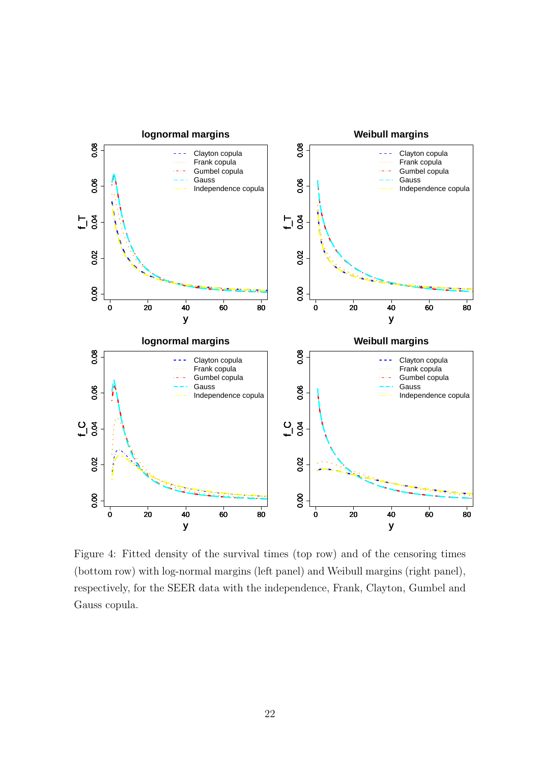Figure 4: Fitted density of the survival times (top row) and of the censoring times (bottom row) with log-normal margins (left panel) and Weibull margins (right panel), respectively, for the SEER data with the independence, Frank, Clayton, Gumbel and Gauss copula.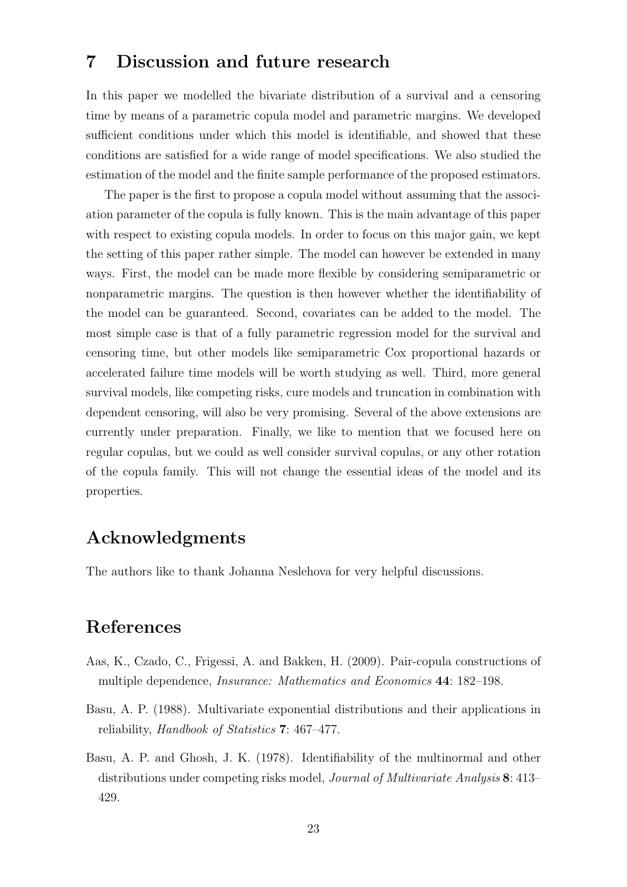## 7 Discussion and future research

In this paper we modelled the bivariate distribution of a survival and a censoring time by means of a parametric copula model and parametric margins. We developed sufficient conditions under which this model is identifiable, and showed that these conditions are satisfied for a wide range of model specifications. We also studied the estimation of the model and the finite sample performance of the proposed estimators.

The paper is the first to propose a copula model without assuming that the association parameter of the copula is fully known. This is the main advantage of this paper with respect to existing copula models. In order to focus on this major gain, we kept the setting of this paper rather simple. The model can however be extended in many ways. First, the model can be made more flexible by considering semiparametric or nonparametric margins. The question is then however whether the identifiability of the model can be guaranteed. Second, covariates can be added to the model. The most simple case is that of a fully parametric regression model for the survival and censoring time, but other models like semiparametric Cox proportional hazards or accelerated failure time models will be worth studying as well. Third, more general survival models, like competing risks, cure models and truncation in combination with dependent censoring, will also be very promising. Several of the above extensions are currently under preparation. Finally, we like to mention that we focused here on regular copulas, but we could as well consider survival copulas, or any other rotation of the copula family. This will not change the essential ideas of the model and its properties.

## Acknowledgments

The authors like to thank Johanna Neslehova for very helpful discussions.

## References

Aas, K., Czado, C., Frigessi, A. and Bakken, H. (2009). Pair-copula constructions of multiple dependence, *Insurance: Mathematics and Economics* **44**: 182–198.

Basu, A. P. (1988). Multivariate exponential distributions and their applications in reliability, *Handbook of Statistics* **7**: 467–477.

Basu, A. P. and Ghosh, J. K. (1978). Identifiability of the multinormal and other distributions under competing risks model, *Journal of Multivariate Analysis* **8**: 413–429.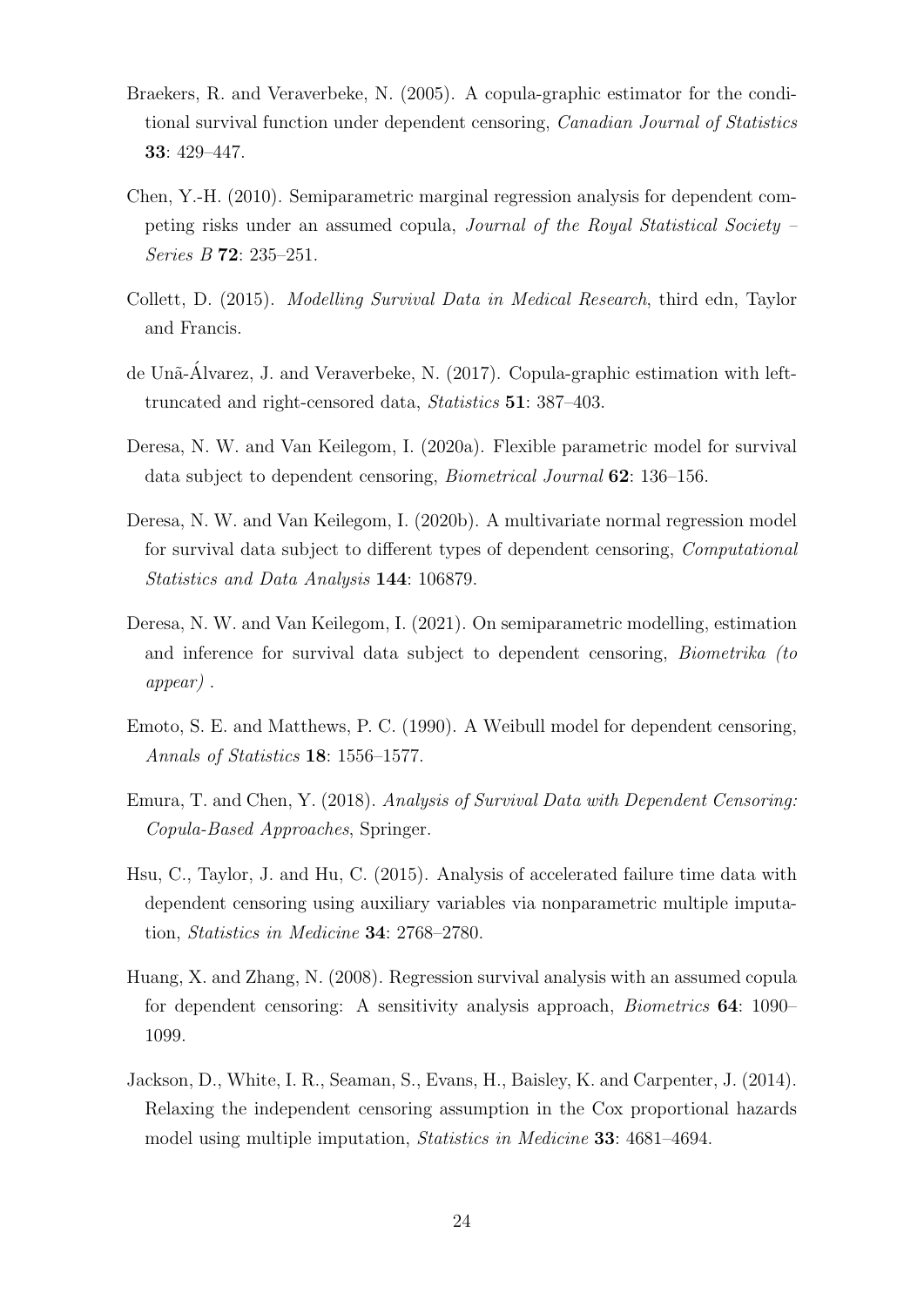Braekers, R. and Veraverbeke, N. (2005). A copula-graphic estimator for the conditional survival function under dependent censoring, *Canadian Journal of Statistics* **33**: 429–447.

Chen, Y.-H. (2010). Semiparametric marginal regression analysis for dependent competing risks under an assumed copula, *Journal of the Royal Statistical Society – Series B* **72**: 235–251.

Collett, D. (2015). *Modelling Survival Data in Medical Research*, third edn, Taylor and Francis.

de Unã-Álvarez, J. and Veraverbeke, N. (2017). Copula-graphic estimation with left-truncated and right-censored data, *Statistics* **51**: 387–403.

Deresa, N. W. and Van Keilegom, I. (2020a). Flexible parametric model for survival data subject to dependent censoring, *Biometrical Journal* **62**: 136–156.

Deresa, N. W. and Van Keilegom, I. (2020b). A multivariate normal regression model for survival data subject to different types of dependent censoring, *Computational Statistics and Data Analysis* **144**: 106879.

Deresa, N. W. and Van Keilegom, I. (2021). On semiparametric modelling, estimation and inference for survival data subject to dependent censoring, *Biometrika (to appear)* .

Emoto, S. E. and Matthews, P. C. (1990). A Weibull model for dependent censoring, *Annals of Statistics* **18**: 1556–1577.

Emura, T. and Chen, Y. (2018). *Analysis of Survival Data with Dependent Censoring: Copula-Based Approaches*, Springer.

Hsu, C., Taylor, J. and Hu, C. (2015). Analysis of accelerated failure time data with dependent censoring using auxiliary variables via nonparametric multiple imputation, *Statistics in Medicine* **34**: 2768–2780.

Huang, X. and Zhang, N. (2008). Regression survival analysis with an assumed copula for dependent censoring: A sensitivity analysis approach, *Biometrics* **64**: 1090–1099.

Jackson, D., White, I. R., Seaman, S., Evans, H., Baisley, K. and Carpenter, J. (2014). Relaxing the independent censoring assumption in the Cox proportional hazards model using multiple imputation, *Statistics in Medicine* **33**: 4681–4694.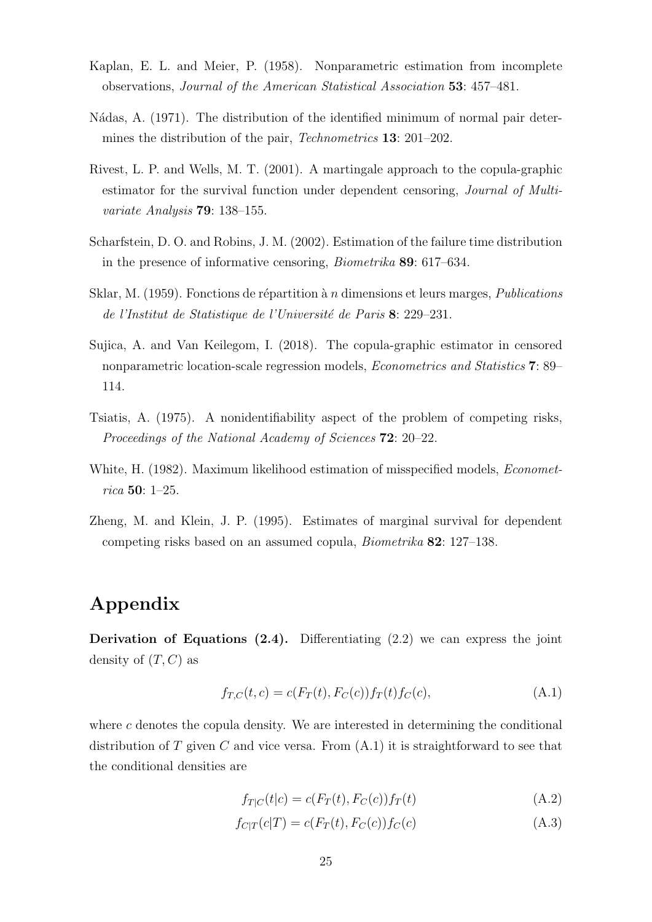Kaplan, E. L. and Meier, P. (1958). Nonparametric estimation from incomplete observations, *Journal of the American Statistical Association* **53**: 457–481.

Nádas, A. (1971). The distribution of the identified minimum of normal pair determines the distribution of the pair, *Technometrics* **13**: 201–202.

Rivest, L. P. and Wells, M. T. (2001). A martingale approach to the copula-graphic estimator for the survival function under dependent censoring, *Journal of Multivariate Analysis* **79**: 138–155.

Scharfstein, D. O. and Robins, J. M. (2002). Estimation of the failure time distribution in the presence of informative censoring, *Biometrika* **89**: 617–634.

Sklar, M. (1959). Fonctions de répartition à $n$ dimensions et leurs marges, *Publications de l'Institut de Statistique de l'Université de Paris* **8**: 229–231.

Sujica, A. and Van Keilegom, I. (2018). The copula-graphic estimator in censored nonparametric location-scale regression models, *Econometrics and Statistics* **7**: 89–114.

Tsiatis, A. (1975). A nonidentifiability aspect of the problem of competing risks, *Proceedings of the National Academy of Sciences* **72**: 20–22.

White, H. (1982). Maximum likelihood estimation of misspecified models, *Econometrica* **50**: 1–25.

Zheng, M. and Klein, J. P. (1995). Estimates of marginal survival for dependent competing risks based on an assumed copula, *Biometrika* **82**: 127–138.

# Appendix

**Derivation of Equations (2.4).** Differentiating (2.2) we can express the joint density of $(T, C)$ as

$$f_{T,C}(t, c) = c(F_T(t), F_C(c))f_T(t)f_C(c), \tag{A.1}$$

where $c$ denotes the copula density. We are interested in determining the conditional distribution of $T$ given $C$ and vice versa. From (A.1) it is straightforward to see that the conditional densities are

$$f_{T|C}(t|c) = c(F_T(t), F_C(c))f_T(t) \tag{A.2}$$

$$f_{C|T}(c|T) = c(F_T(t), F_C(c))f_C(c) \tag{A.3}$$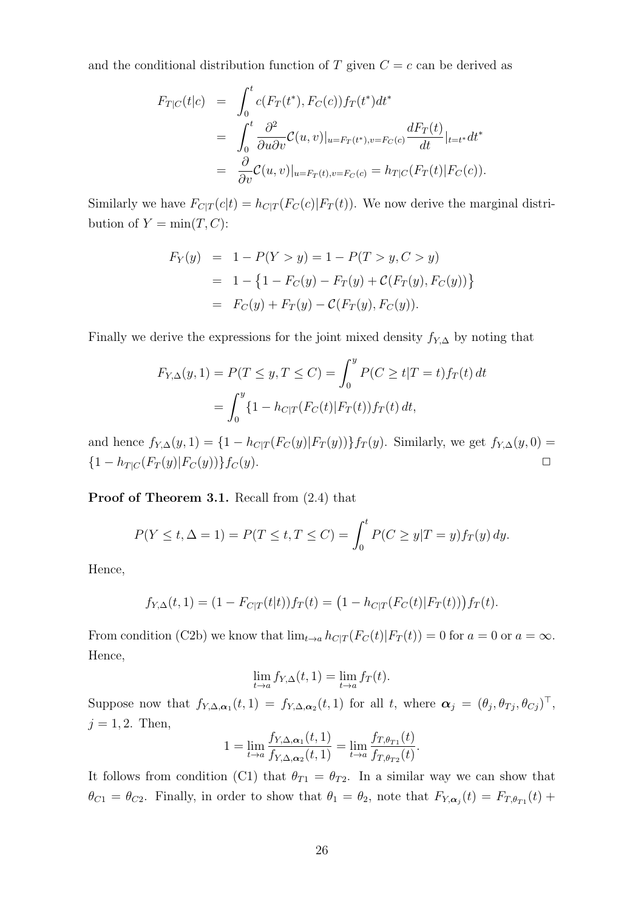and the conditional distribution function of $T$ given $C = c$ can be derived as

$$
\begin{aligned}
F_{T|C}(t|c) &= \int_0^t c(F_T(t^*), F_C(c)) f_T(t^*) dt^* \\
&= \int_0^t \frac{\partial^2}{\partial u \partial v} \mathcal{C}(u, v)|_{u=F_T(t^*), v=F_C(c)} \frac{dF_T(t)}{dt}|_{t=t^*} dt^* \\
&= \frac{\partial}{\partial v} \mathcal{C}(u, v)|_{u=F_T(t), v=F_C(c)} = h_{T|C}(F_T(t)|F_C(c)).
\end{aligned}
$$

Similarly we have $F_{C|T}(c|t) = h_{C|T}(F_C(c)|F_T(t))$. We now derive the marginal distribution of $Y = \min(T, C)$:

$$
\begin{aligned}
F_Y(y) &= 1 - P(Y > y) = 1 - P(T > y, C > y) \\
&= 1 - \left\{ 1 - F_C(y) - F_T(y) + \mathcal{C}(F_T(y), F_C(y)) \right\} \\
&= F_C(y) + F_T(y) - \mathcal{C}(F_T(y), F_C(y)).
\end{aligned}
$$

Finally we derive the expressions for the joint mixed density $f_{Y,\Delta}$ by noting that

$$
\begin{aligned}
F_{Y,\Delta}(y, 1) = P(T \leq y, T \leq C) &= \int_0^y P(C \geq t | T = t) f_T(t)\, dt \\
&= \int_0^y \{1 - h_{C|T}(F_C(t)|F_T(t)) f_T(t)\, dt,
\end{aligned}
$$

and hence $f_{Y,\Delta}(y, 1) = \{1 - h_{C|T}(F_C(y)|F_T(y))\} f_T(y)$. Similarly, we get $f_{Y,\Delta}(y, 0) = \{1 - h_{T|C}(F_T(y)|F_C(y))\} f_C(y)$. □

**Proof of Theorem 3.1.** Recall from (2.4) that

$$
P(Y \leq t, \Delta = 1) = P(T \leq t, T \leq C) = \int_0^t P(C \geq y | T = y) f_T(y)\, dy.
$$

Hence,

$$
f_{Y,\Delta}(t, 1) = (1 - F_{C|T}(t|t)) f_T(t) = \big(1 - h_{C|T}(F_C(t)|F_T(t))\big) f_T(t).
$$

From condition (C2b) we know that $\lim_{t \to a} h_{C|T}(F_C(t)|F_T(t)) = 0$ for $a = 0$ or $a = \infty$. Hence,

$$
\lim_{t \to a} f_{Y,\Delta}(t, 1) = \lim_{t \to a} f_T(t).
$$

Suppose now that $f_{Y,\Delta,\boldsymbol{\alpha}_1}(t, 1) = f_{Y,\Delta,\boldsymbol{\alpha}_2}(t, 1)$ for all $t$, where $\boldsymbol{\alpha}_j = (\theta_j, \theta_{Tj}, \theta_{Cj})^\top$, $j = 1, 2$. Then,

$$
1 = \lim_{t \to a} \frac{f_{Y,\Delta,\boldsymbol{\alpha}_1}(t, 1)}{f_{Y,\Delta,\boldsymbol{\alpha}_2}(t, 1)} = \lim_{t \to a} \frac{f_{T,\theta_{T1}}(t)}{f_{T,\theta_{T2}}(t)}.
$$

It follows from condition (C1) that $\theta_{T1} = \theta_{T2}$. In a similar way we can show that $\theta_{C1} = \theta_{C2}$. Finally, in order to show that $\theta_1 = \theta_2$, note that $F_{Y,\boldsymbol{\alpha}_j}(t) = F_{T,\theta_{T1}}(t) +$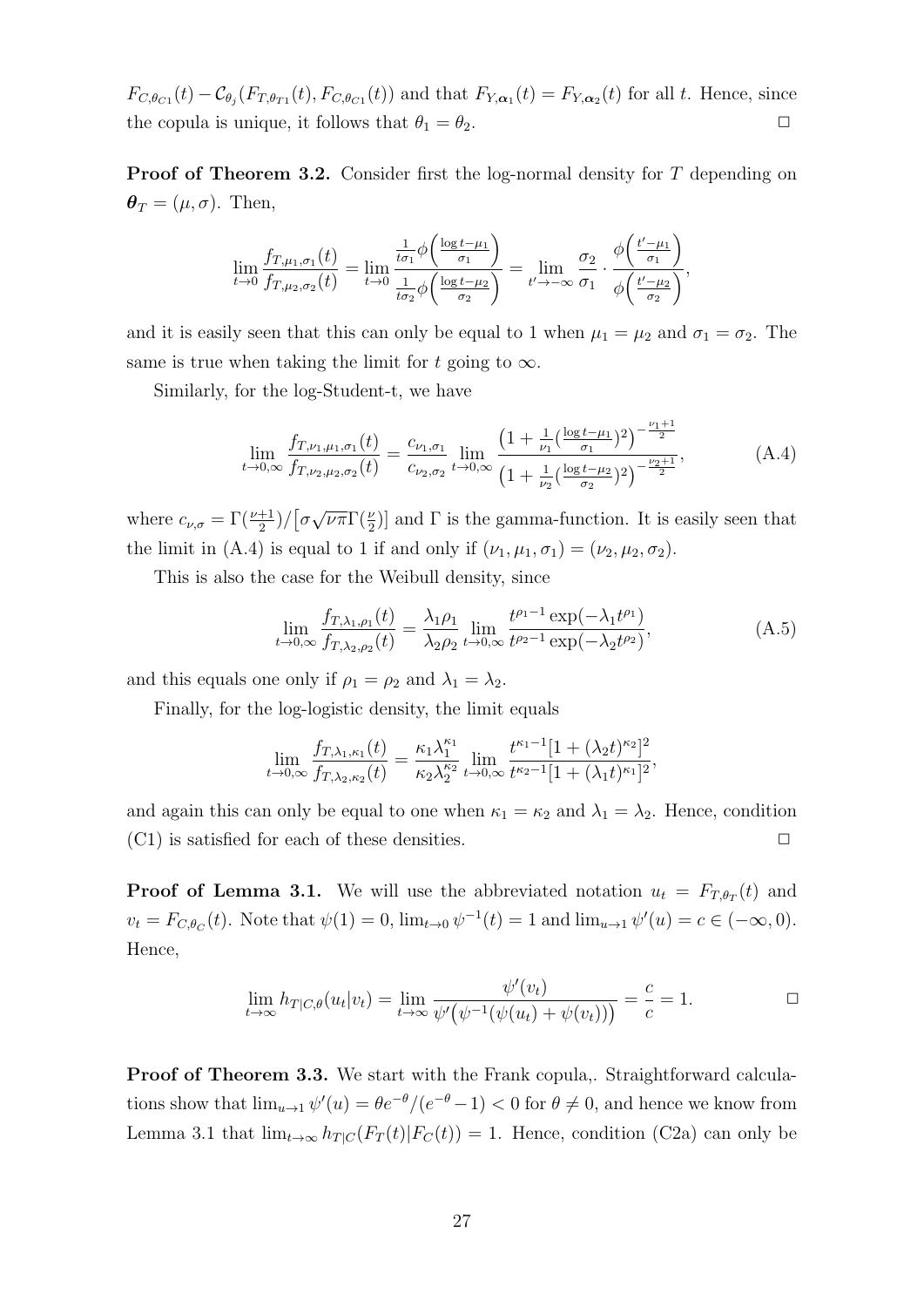$F_{C,\theta_{C1}}(t) - \mathcal{C}_{\theta_j}(F_{T,\theta_{T1}}(t), F_{C,\theta_{C1}}(t))$ and that $F_{Y,\boldsymbol{\alpha}_1}(t) = F_{Y,\boldsymbol{\alpha}_2}(t)$ for all $t$. Hence, since the copula is unique, it follows that $\theta_1 = \theta_2$. $\square$

**Proof of Theorem 3.2.** Consider first the log-normal density for $T$ depending on $\boldsymbol{\theta}_T = (\mu, \sigma)$. Then,

$$\lim_{t \to 0} \frac{f_{T,\mu_1,\sigma_1}(t)}{f_{T,\mu_2,\sigma_2}(t)} = \lim_{t \to 0} \frac{\frac{1}{t\sigma_1}\phi\left(\frac{\log t - \mu_1}{\sigma_1}\right)}{\frac{1}{t\sigma_2}\phi\left(\frac{\log t - \mu_2}{\sigma_2}\right)} = \lim_{t' \to -\infty} \frac{\sigma_2}{\sigma_1} \cdot \frac{\phi\left(\frac{t' - \mu_1}{\sigma_1}\right)}{\phi\left(\frac{t' - \mu_2}{\sigma_2}\right)},$$

and it is easily seen that this can only be equal to 1 when $\mu_1 = \mu_2$ and $\sigma_1 = \sigma_2$. The same is true when taking the limit for $t$ going to $\infty$.

Similarly, for the log-Student-t, we have

$$\lim_{t \to 0,\infty} \frac{f_{T,\nu_1,\mu_1,\sigma_1}(t)}{f_{T,\nu_2,\mu_2,\sigma_2}(t)} = \frac{c_{\nu_1,\sigma_1}}{c_{\nu_2,\sigma_2}} \lim_{t \to 0,\infty} \frac{\left(1 + \frac{1}{\nu_1}(\frac{\log t - \mu_1}{\sigma_1})^2\right)^{-\frac{\nu_1+1}{2}}}{\left(1 + \frac{1}{\nu_2}(\frac{\log t - \mu_2}{\sigma_2})^2\right)^{-\frac{\nu_2+1}{2}}}, \tag{A.4}$$

where $c_{\nu,\sigma} = \Gamma(\frac{\nu+1}{2})/\left[\sigma\sqrt{\nu\pi}\Gamma(\frac{\nu}{2})\right]$ and $\Gamma$ is the gamma-function. It is easily seen that the limit in (A.4) is equal to 1 if and only if $(\nu_1, \mu_1, \sigma_1) = (\nu_2, \mu_2, \sigma_2)$.

This is also the case for the Weibull density, since

$$\lim_{t \to 0,\infty} \frac{f_{T,\lambda_1,\rho_1}(t)}{f_{T,\lambda_2,\rho_2}(t)} = \frac{\lambda_1\rho_1}{\lambda_2\rho_2} \lim_{t \to 0,\infty} \frac{t^{\rho_1 - 1}\exp(-\lambda_1 t^{\rho_1})}{t^{\rho_2 - 1}\exp(-\lambda_2 t^{\rho_2})}, \tag{A.5}$$

and this equals one only if $\rho_1 = \rho_2$ and $\lambda_1 = \lambda_2$.

Finally, for the log-logistic density, the limit equals

$$\lim_{t \to 0,\infty} \frac{f_{T,\lambda_1,\kappa_1}(t)}{f_{T,\lambda_2,\kappa_2}(t)} = \frac{\kappa_1\lambda_1^{\kappa_1}}{\kappa_2\lambda_2^{\kappa_2}} \lim_{t \to 0,\infty} \frac{t^{\kappa_1 - 1}[1 + (\lambda_2 t)^{\kappa_2}]^2}{t^{\kappa_2 - 1}[1 + (\lambda_1 t)^{\kappa_1}]^2},$$

and again this can only be equal to one when $\kappa_1 = \kappa_2$ and $\lambda_1 = \lambda_2$. Hence, condition (C1) is satisfied for each of these densities. $\square$

**Proof of Lemma 3.1.** We will use the abbreviated notation $u_t = F_{T,\theta_T}(t)$ and $v_t = F_{C,\theta_C}(t)$. Note that $\psi(1) = 0$, $\lim_{t \to 0} \psi^{-1}(t) = 1$ and $\lim_{u \to 1} \psi'(u) = c \in (-\infty, 0)$. Hence,

$$\lim_{t \to \infty} h_{T|C,\theta}(u_t|v_t) = \lim_{t \to \infty} \frac{\psi'(v_t)}{\psi'\left(\psi^{-1}(\psi(u_t) + \psi(v_t))\right)} = \frac{c}{c} = 1. \qquad \square$$

**Proof of Theorem 3.3.** We start with the Frank copula,. Straightforward calculations show that $\lim_{u \to 1} \psi'(u) = \theta e^{-\theta}/(e^{-\theta} - 1) < 0$ for $\theta \neq 0$, and hence we know from Lemma 3.1 that $\lim_{t \to \infty} h_{T|C}(F_T(t)|F_C(t)) = 1$. Hence, condition (C2a) can only be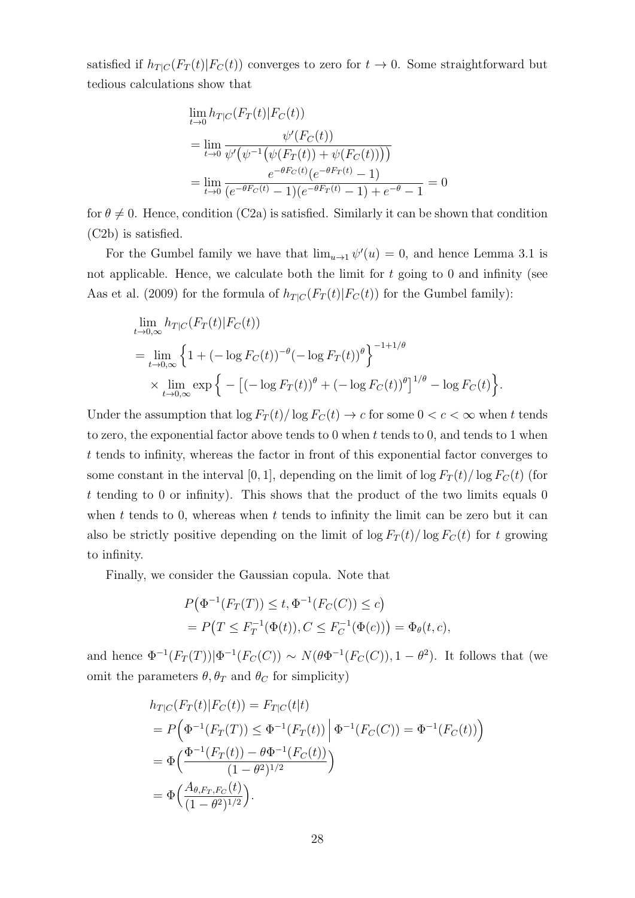satisfied if $h_{T|C}(F_T(t)|F_C(t))$ converges to zero for $t \to 0$. Some straightforward but tedious calculations show that

$$
\begin{aligned}
&\lim_{t\to 0} h_{T|C}(F_T(t)|F_C(t)) \\
&= \lim_{t\to 0} \frac{\psi'(F_C(t))}{\psi'\big(\psi^{-1}\big(\psi(F_T(t)) + \psi(F_C(t))\big)\big)} \\
&= \lim_{t\to 0} \frac{e^{-\theta F_C(t)}(e^{-\theta F_T(t)} - 1)}{(e^{-\theta F_C(t)} - 1)(e^{-\theta F_T(t)} - 1) + e^{-\theta} - 1} = 0
\end{aligned}
$$

for $\theta \neq 0$. Hence, condition (C2a) is satisfied. Similarly it can be shown that condition (C2b) is satisfied.

For the Gumbel family we have that $\lim_{u\to 1} \psi'(u) = 0$, and hence Lemma 3.1 is not applicable. Hence, we calculate both the limit for $t$ going to 0 and infinity (see Aas et al. (2009) for the formula of $h_{T|C}(F_T(t)|F_C(t))$ for the Gumbel family):

$$
\begin{aligned}
&\lim_{t\to 0,\infty} h_{T|C}(F_T(t)|F_C(t)) \\
&= \lim_{t\to 0,\infty} \Big\{1 + (-\log F_C(t))^{-\theta}(-\log F_T(t))^{\theta}\Big\}^{-1+1/\theta} \\
&\quad \times \lim_{t\to 0,\infty} \exp\Big\{ -\big[(-\log F_T(t))^{\theta} + (-\log F_C(t))^{\theta}\big]^{1/\theta} - \log F_C(t)\Big\}.
\end{aligned}
$$

Under the assumption that $\log F_T(t)/\log F_C(t) \to c$ for some $0 < c < \infty$ when $t$ tends to zero, the exponential factor above tends to 0 when $t$ tends to 0, and tends to 1 when $t$ tends to infinity, whereas the factor in front of this exponential factor converges to some constant in the interval $[0, 1]$, depending on the limit of $\log F_T(t)/\log F_C(t)$ (for $t$ tending to 0 or infinity). This shows that the product of the two limits equals 0 when $t$ tends to 0, whereas when $t$ tends to infinity the limit can be zero but it can also be strictly positive depending on the limit of $\log F_T(t)/\log F_C(t)$ for $t$ growing to infinity.

Finally, we consider the Gaussian copula. Note that

$$
\begin{aligned}
&P\big(\Phi^{-1}(F_T(T)) \le t, \Phi^{-1}(F_C(C)) \le c\big) \\
&= P\big(T \le F_T^{-1}(\Phi(t)), C \le F_C^{-1}(\Phi(c))\big) = \Phi_\theta(t, c),
\end{aligned}
$$

and hence $\Phi^{-1}(F_T(T))|\Phi^{-1}(F_C(C)) \sim N(\theta\Phi^{-1}(F_C(C)), 1 - \theta^2)$. It follows that (we omit the parameters $\theta, \theta_T$ and $\theta_C$ for simplicity)

$$
\begin{aligned}
&h_{T|C}(F_T(t)|F_C(t)) = F_{T|C}(t|t) \\
&= P\Big(\Phi^{-1}(F_T(T)) \le \Phi^{-1}(F_T(t)) \,\Big|\, \Phi^{-1}(F_C(C)) = \Phi^{-1}(F_C(t))\Big) \\
&= \Phi\Big(\frac{\Phi^{-1}(F_T(t)) - \theta\Phi^{-1}(F_C(t))}{(1 - \theta^2)^{1/2}}\Big) \\
&= \Phi\Big(\frac{A_{\theta,F_T,F_C}(t)}{(1 - \theta^2)^{1/2}}\Big).
\end{aligned}
$$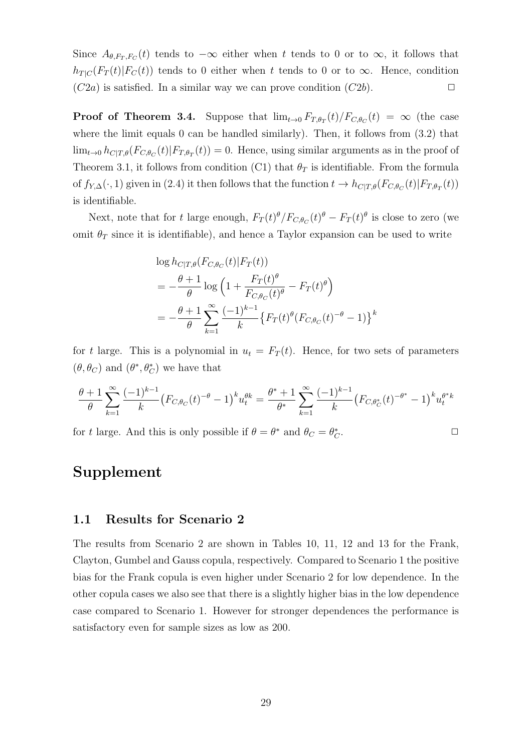Since $A_{\theta,F_T,F_C}(t)$ tends to $-\infty$ either when $t$ tends to 0 or to $\infty$, it follows that $h_{T|C}(F_T(t)|F_C(t))$ tends to 0 either when $t$ tends to 0 or to $\infty$. Hence, condition $(C2a)$ is satisfied. In a similar way we can prove condition $(C2b)$. $\square$

**Proof of Theorem 3.4.** Suppose that $\lim_{t\to 0} F_{T,\theta_T}(t)/F_{C,\theta_C}(t) = \infty$ (the case where the limit equals 0 can be handled similarly). Then, it follows from (3.2) that $\lim_{t\to 0} h_{C|T,\theta}(F_{C,\theta_C}(t)|F_{T,\theta_T}(t)) = 0$. Hence, using similar arguments as in the proof of Theorem 3.1, it follows from condition (C1) that $\theta_T$ is identifiable. From the formula of $f_{Y,\Delta}(\cdot, 1)$ given in (2.4) it then follows that the function $t \to h_{C|T,\theta}(F_{C,\theta_C}(t)|F_{T,\theta_T}(t))$ is identifiable.

Next, note that for $t$ large enough, $F_T(t)^\theta/F_{C,\theta_C}(t)^\theta - F_T(t)^\theta$ is close to zero (we omit $\theta_T$ since it is identifiable), and hence a Taylor expansion can be used to write

$$
\begin{aligned}
&\log h_{C|T,\theta}(F_{C,\theta_C}(t)|F_T(t)) \\
&= -\frac{\theta+1}{\theta} \log\Big(1 + \frac{F_T(t)^\theta}{F_{C,\theta_C}(t)^\theta} - F_T(t)^\theta\Big) \\
&= -\frac{\theta+1}{\theta} \sum_{k=1}^{\infty} \frac{(-1)^{k-1}}{k} \big\{F_T(t)^\theta (F_{C,\theta_C}(t)^{-\theta} - 1)\big\}^k
\end{aligned}
$$

for $t$ large. This is a polynomial in $u_t = F_T(t)$. Hence, for two sets of parameters $(\theta, \theta_C)$ and $(\theta^*, \theta_C^*)$ we have that

$$
\frac{\theta+1}{\theta} \sum_{k=1}^{\infty} \frac{(-1)^{k-1}}{k} \big(F_{C,\theta_C}(t)^{-\theta} - 1\big)^k u_t^{\theta k} = \frac{\theta^*+1}{\theta^*} \sum_{k=1}^{\infty} \frac{(-1)^{k-1}}{k} \big(F_{C,\theta_C^*}(t)^{-\theta^*} - 1\big)^k u_t^{\theta^* k}
$$

for $t$ large. And this is only possible if $\theta = \theta^*$ and $\theta_C = \theta_C^*$. $\square$

# Supplement

## 1.1 Results for Scenario 2

The results from Scenario 2 are shown in Tables 10, 11, 12 and 13 for the Frank, Clayton, Gumbel and Gauss copula, respectively. Compared to Scenario 1 the positive bias for the Frank copula is even higher under Scenario 2 for low dependence. In the other copula cases we also see that there is a slightly higher bias in the low dependence case compared to Scenario 1. However for stronger dependences the performance is satisfactory even for sample sizes as low as 200.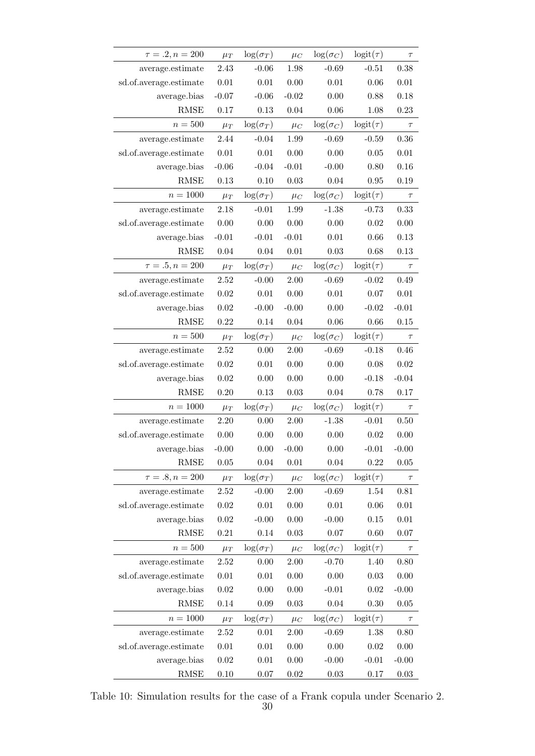| $\tau = .2, n = 200$ | $\mu_T$ | $\log(\sigma_T)$ | $\mu_C$ | $\log(\sigma_C)$ | $\text{logit}(\tau)$ | $\tau$ |
|---|---|---|---|---|---|---|
| average.estimate | 2.43 | -0.06 | 1.98 | -0.69 | -0.51 | 0.38 |
| sd.of.average.estimate | 0.01 | 0.01 | 0.00 | 0.01 | 0.06 | 0.01 |
| average.bias | -0.07 | -0.06 | -0.02 | 0.00 | 0.88 | 0.18 |
| RMSE | 0.17 | 0.13 | 0.04 | 0.06 | 1.08 | 0.23 |
| $n = 500$ | $\mu_T$ | $\log(\sigma_T)$ | $\mu_C$ | $\log(\sigma_C)$ | $\text{logit}(\tau)$ | $\tau$ |
| average.estimate | 2.44 | -0.04 | 1.99 | -0.69 | -0.59 | 0.36 |
| sd.of.average.estimate | 0.01 | 0.01 | 0.00 | 0.00 | 0.05 | 0.01 |
| average.bias | -0.06 | -0.04 | -0.01 | -0.00 | 0.80 | 0.16 |
| RMSE | 0.13 | 0.10 | 0.03 | 0.04 | 0.95 | 0.19 |
| $n = 1000$ | $\mu_T$ | $\log(\sigma_T)$ | $\mu_C$ | $\log(\sigma_C)$ | $\text{logit}(\tau)$ | $\tau$ |
| average.estimate | 2.18 | -0.01 | 1.99 | -1.38 | -0.73 | 0.33 |
| sd.of.average.estimate | 0.00 | 0.00 | 0.00 | 0.00 | 0.02 | 0.00 |
| average.bias | -0.01 | -0.01 | -0.01 | 0.01 | 0.66 | 0.13 |
| RMSE | 0.04 | 0.04 | 0.01 | 0.03 | 0.68 | 0.13 |
| $\tau = .5, n = 200$ | $\mu_T$ | $\log(\sigma_T)$ | $\mu_C$ | $\log(\sigma_C)$ | $\text{logit}(\tau)$ | $\tau$ |
| average.estimate | 2.52 | -0.00 | 2.00 | -0.69 | -0.02 | 0.49 |
| sd.of.average.estimate | 0.02 | 0.01 | 0.00 | 0.01 | 0.07 | 0.01 |
| average.bias | 0.02 | -0.00 | -0.00 | 0.00 | -0.02 | -0.01 |
| RMSE | 0.22 | 0.14 | 0.04 | 0.06 | 0.66 | 0.15 |
| $n = 500$ | $\mu_T$ | $\log(\sigma_T)$ | $\mu_C$ | $\log(\sigma_C)$ | $\text{logit}(\tau)$ | $\tau$ |
| average.estimate | 2.52 | 0.00 | 2.00 | -0.69 | -0.18 | 0.46 |
| sd.of.average.estimate | 0.02 | 0.01 | 0.00 | 0.00 | 0.08 | 0.02 |
| average.bias | 0.02 | 0.00 | 0.00 | 0.00 | -0.18 | -0.04 |
| RMSE | 0.20 | 0.13 | 0.03 | 0.04 | 0.78 | 0.17 |
| $n = 1000$ | $\mu_T$ | $\log(\sigma_T)$ | $\mu_C$ | $\log(\sigma_C)$ | $\text{logit}(\tau)$ | $\tau$ |
| average.estimate | 2.20 | 0.00 | 2.00 | -1.38 | -0.01 | 0.50 |
| sd.of.average.estimate | 0.00 | 0.00 | 0.00 | 0.00 | 0.02 | 0.00 |
| average.bias | -0.00 | 0.00 | -0.00 | 0.00 | -0.01 | -0.00 |
| RMSE | 0.05 | 0.04 | 0.01 | 0.04 | 0.22 | 0.05 |
| $\tau = .8, n = 200$ | $\mu_T$ | $\log(\sigma_T)$ | $\mu_C$ | $\log(\sigma_C)$ | $\text{logit}(\tau)$ | $\tau$ |
| average.estimate | 2.52 | -0.00 | 2.00 | -0.69 | 1.54 | 0.81 |
| sd.of.average.estimate | 0.02 | 0.01 | 0.00 | 0.01 | 0.06 | 0.01 |
| average.bias | 0.02 | -0.00 | 0.00 | -0.00 | 0.15 | 0.01 |
| RMSE | 0.21 | 0.14 | 0.03 | 0.07 | 0.60 | 0.07 |
| $n = 500$ | $\mu_T$ | $\log(\sigma_T)$ | $\mu_C$ | $\log(\sigma_C)$ | $\text{logit}(\tau)$ | $\tau$ |
| average.estimate | 2.52 | 0.00 | 2.00 | -0.70 | 1.40 | 0.80 |
| sd.of.average.estimate | 0.01 | 0.01 | 0.00 | 0.00 | 0.03 | 0.00 |
| average.bias | 0.02 | 0.00 | 0.00 | -0.01 | 0.02 | -0.00 |
| RMSE | 0.14 | 0.09 | 0.03 | 0.04 | 0.30 | 0.05 |
| $n = 1000$ | $\mu_T$ | $\log(\sigma_T)$ | $\mu_C$ | $\log(\sigma_C)$ | $\text{logit}(\tau)$ | $\tau$ |
| average.estimate | 2.52 | 0.01 | 2.00 | -0.69 | 1.38 | 0.80 |
| sd.of.average.estimate | 0.01 | 0.01 | 0.00 | 0.00 | 0.02 | 0.00 |
| average.bias | 0.02 | 0.01 | 0.00 | -0.00 | -0.01 | -0.00 |
| RMSE | 0.10 | 0.07 | 0.02 | 0.03 | 0.17 | 0.03 |

Table 10: Simulation results for the case of a Frank copula under Scenario 2.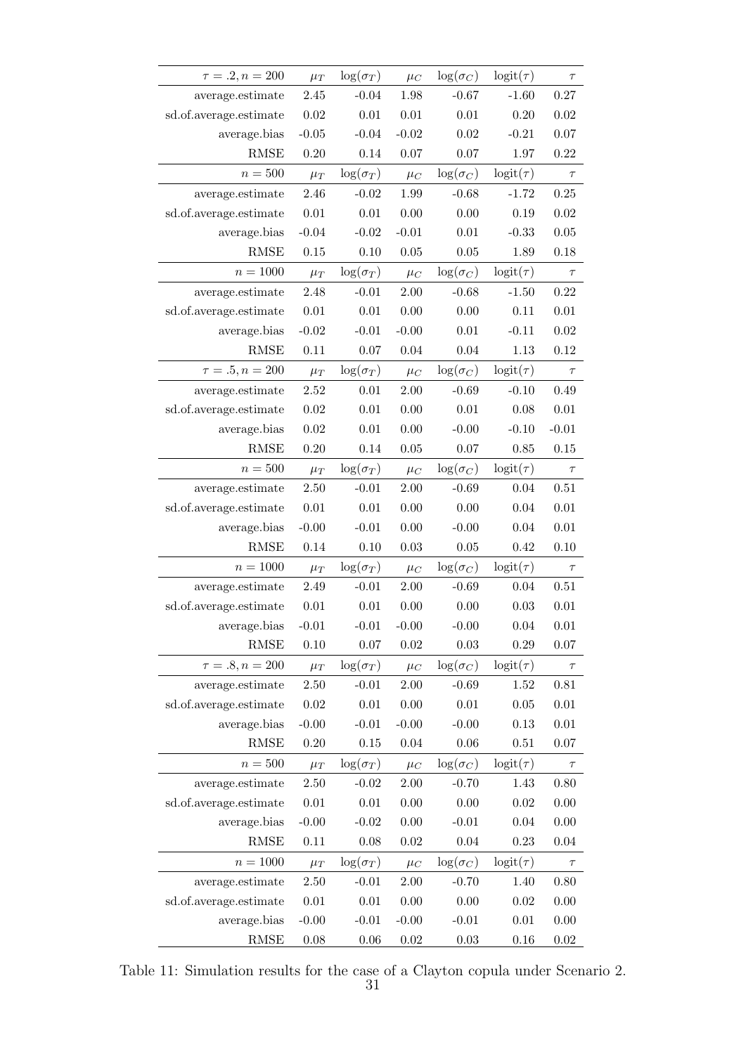| $\tau = .2, n = 200$ | $\mu_T$ | $\log(\sigma_T)$ | $\mu_C$ | $\log(\sigma_C)$ | $\text{logit}(\tau)$ | $\tau$ |
|---:|---:|---:|---:|---:|---:|---:|
| average.estimate | 2.45 | -0.04 | 1.98 | -0.67 | -1.60 | 0.27 |
| sd.of.average.estimate | 0.02 | 0.01 | 0.01 | 0.01 | 0.20 | 0.02 |
| average.bias | -0.05 | -0.04 | -0.02 | 0.02 | -0.21 | 0.07 |
| RMSE | 0.20 | 0.14 | 0.07 | 0.07 | 1.97 | 0.22 |
| $n = 500$ | $\mu_T$ | $\log(\sigma_T)$ | $\mu_C$ | $\log(\sigma_C)$ | $\text{logit}(\tau)$ | $\tau$ |
| average.estimate | 2.46 | -0.02 | 1.99 | -0.68 | -1.72 | 0.25 |
| sd.of.average.estimate | 0.01 | 0.01 | 0.00 | 0.00 | 0.19 | 0.02 |
| average.bias | -0.04 | -0.02 | -0.01 | 0.01 | -0.33 | 0.05 |
| RMSE | 0.15 | 0.10 | 0.05 | 0.05 | 1.89 | 0.18 |
| $n = 1000$ | $\mu_T$ | $\log(\sigma_T)$ | $\mu_C$ | $\log(\sigma_C)$ | $\text{logit}(\tau)$ | $\tau$ |
| average.estimate | 2.48 | -0.01 | 2.00 | -0.68 | -1.50 | 0.22 |
| sd.of.average.estimate | 0.01 | 0.01 | 0.00 | 0.00 | 0.11 | 0.01 |
| average.bias | -0.02 | -0.01 | -0.00 | 0.01 | -0.11 | 0.02 |
| RMSE | 0.11 | 0.07 | 0.04 | 0.04 | 1.13 | 0.12 |
| $\tau = .5, n = 200$ | $\mu_T$ | $\log(\sigma_T)$ | $\mu_C$ | $\log(\sigma_C)$ | $\text{logit}(\tau)$ | $\tau$ |
| average.estimate | 2.52 | 0.01 | 2.00 | -0.69 | -0.10 | 0.49 |
| sd.of.average.estimate | 0.02 | 0.01 | 0.00 | 0.01 | 0.08 | 0.01 |
| average.bias | 0.02 | 0.01 | 0.00 | -0.00 | -0.10 | -0.01 |
| RMSE | 0.20 | 0.14 | 0.05 | 0.07 | 0.85 | 0.15 |
| $n = 500$ | $\mu_T$ | $\log(\sigma_T)$ | $\mu_C$ | $\log(\sigma_C)$ | $\text{logit}(\tau)$ | $\tau$ |
| average.estimate | 2.50 | -0.01 | 2.00 | -0.69 | 0.04 | 0.51 |
| sd.of.average.estimate | 0.01 | 0.01 | 0.00 | 0.00 | 0.04 | 0.01 |
| average.bias | -0.00 | -0.01 | 0.00 | -0.00 | 0.04 | 0.01 |
| RMSE | 0.14 | 0.10 | 0.03 | 0.05 | 0.42 | 0.10 |
| $n = 1000$ | $\mu_T$ | $\log(\sigma_T)$ | $\mu_C$ | $\log(\sigma_C)$ | $\text{logit}(\tau)$ | $\tau$ |
| average.estimate | 2.49 | -0.01 | 2.00 | -0.69 | 0.04 | 0.51 |
| sd.of.average.estimate | 0.01 | 0.01 | 0.00 | 0.00 | 0.03 | 0.01 |
| average.bias | -0.01 | -0.01 | -0.00 | -0.00 | 0.04 | 0.01 |
| RMSE | 0.10 | 0.07 | 0.02 | 0.03 | 0.29 | 0.07 |
| $\tau = .8, n = 200$ | $\mu_T$ | $\log(\sigma_T)$ | $\mu_C$ | $\log(\sigma_C)$ | $\text{logit}(\tau)$ | $\tau$ |
| average.estimate | 2.50 | -0.01 | 2.00 | -0.69 | 1.52 | 0.81 |
| sd.of.average.estimate | 0.02 | 0.01 | 0.00 | 0.01 | 0.05 | 0.01 |
| average.bias | -0.00 | -0.01 | -0.00 | -0.00 | 0.13 | 0.01 |
| RMSE | 0.20 | 0.15 | 0.04 | 0.06 | 0.51 | 0.07 |
| $n = 500$ | $\mu_T$ | $\log(\sigma_T)$ | $\mu_C$ | $\log(\sigma_C)$ | $\text{logit}(\tau)$ | $\tau$ |
| average.estimate | 2.50 | -0.02 | 2.00 | -0.70 | 1.43 | 0.80 |
| sd.of.average.estimate | 0.01 | 0.01 | 0.00 | 0.00 | 0.02 | 0.00 |
| average.bias | -0.00 | -0.02 | 0.00 | -0.01 | 0.04 | 0.00 |
| RMSE | 0.11 | 0.08 | 0.02 | 0.04 | 0.23 | 0.04 |
| $n = 1000$ | $\mu_T$ | $\log(\sigma_T)$ | $\mu_C$ | $\log(\sigma_C)$ | $\text{logit}(\tau)$ | $\tau$ |
| average.estimate | 2.50 | -0.01 | 2.00 | -0.70 | 1.40 | 0.80 |
| sd.of.average.estimate | 0.01 | 0.01 | 0.00 | 0.00 | 0.02 | 0.00 |
| average.bias | -0.00 | -0.01 | -0.00 | -0.01 | 0.01 | 0.00 |
| RMSE | 0.08 | 0.06 | 0.02 | 0.03 | 0.16 | 0.02 |

Table 11: Simulation results for the case of a Clayton copula under Scenario 2.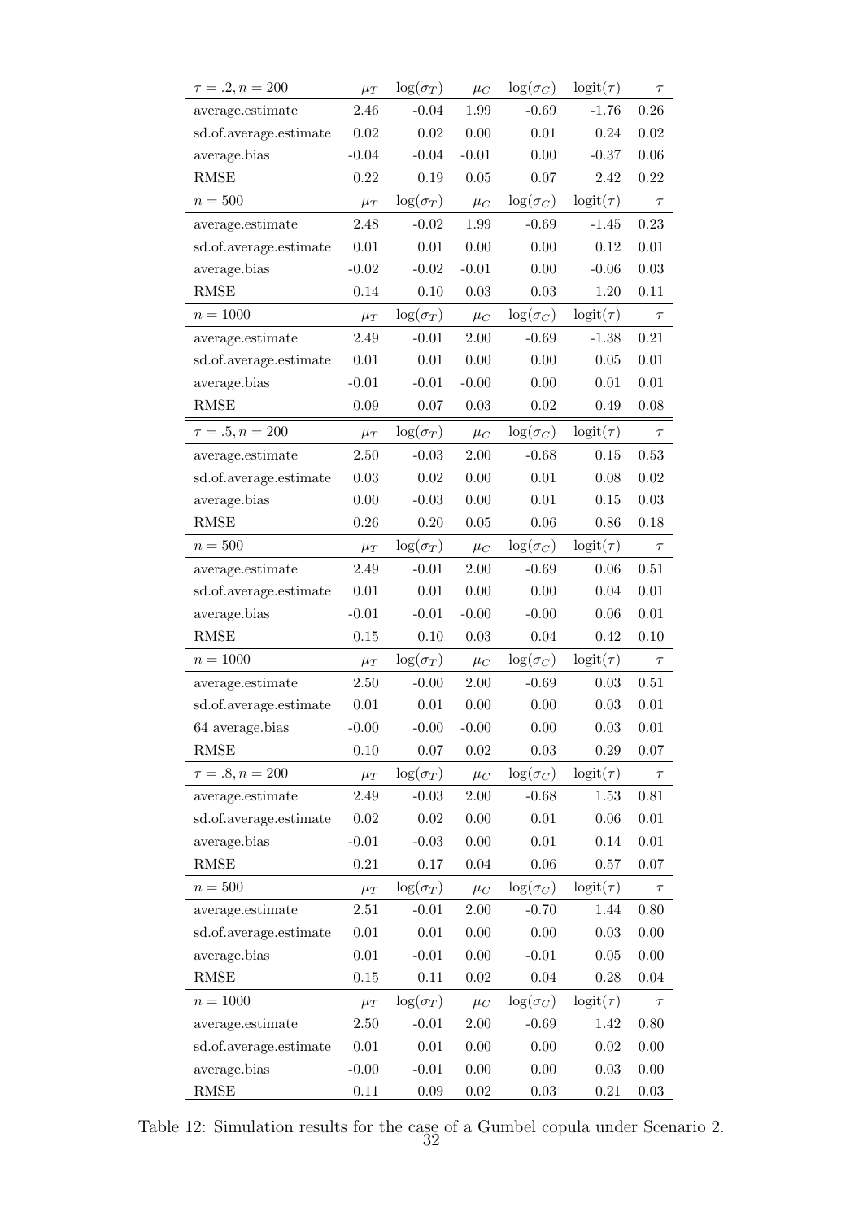| $\tau = .2, n = 200$ | $\mu_T$ | $\log(\sigma_T)$ | $\mu_C$ | $\log(\sigma_C)$ | $\text{logit}(\tau)$ | $\tau$ |
|---|---|---|---|---|---|---|
| average.estimate | 2.46 | -0.04 | 1.99 | -0.69 | -1.76 | 0.26 |
| sd.of.average.estimate | 0.02 | 0.02 | 0.00 | 0.01 | 0.24 | 0.02 |
| average.bias | -0.04 | -0.04 | -0.01 | 0.00 | -0.37 | 0.06 |
| RMSE | 0.22 | 0.19 | 0.05 | 0.07 | 2.42 | 0.22 |
| $n = 500$ | $\mu_T$ | $\log(\sigma_T)$ | $\mu_C$ | $\log(\sigma_C)$ | $\text{logit}(\tau)$ | $\tau$ |
| average.estimate | 2.48 | -0.02 | 1.99 | -0.69 | -1.45 | 0.23 |
| sd.of.average.estimate | 0.01 | 0.01 | 0.00 | 0.00 | 0.12 | 0.01 |
| average.bias | -0.02 | -0.02 | -0.01 | 0.00 | -0.06 | 0.03 |
| RMSE | 0.14 | 0.10 | 0.03 | 0.03 | 1.20 | 0.11 |
| $n = 1000$ | $\mu_T$ | $\log(\sigma_T)$ | $\mu_C$ | $\log(\sigma_C)$ | $\text{logit}(\tau)$ | $\tau$ |
| average.estimate | 2.49 | -0.01 | 2.00 | -0.69 | -1.38 | 0.21 |
| sd.of.average.estimate | 0.01 | 0.01 | 0.00 | 0.00 | 0.05 | 0.01 |
| average.bias | -0.01 | -0.01 | -0.00 | 0.00 | 0.01 | 0.01 |
| RMSE | 0.09 | 0.07 | 0.03 | 0.02 | 0.49 | 0.08 |
| $\tau = .5, n = 200$ | $\mu_T$ | $\log(\sigma_T)$ | $\mu_C$ | $\log(\sigma_C)$ | $\text{logit}(\tau)$ | $\tau$ |
| average.estimate | 2.50 | -0.03 | 2.00 | -0.68 | 0.15 | 0.53 |
| sd.of.average.estimate | 0.03 | 0.02 | 0.00 | 0.01 | 0.08 | 0.02 |
| average.bias | 0.00 | -0.03 | 0.00 | 0.01 | 0.15 | 0.03 |
| RMSE | 0.26 | 0.20 | 0.05 | 0.06 | 0.86 | 0.18 |
| $n = 500$ | $\mu_T$ | $\log(\sigma_T)$ | $\mu_C$ | $\log(\sigma_C)$ | $\text{logit}(\tau)$ | $\tau$ |
| average.estimate | 2.49 | -0.01 | 2.00 | -0.69 | 0.06 | 0.51 |
| sd.of.average.estimate | 0.01 | 0.01 | 0.00 | 0.00 | 0.04 | 0.01 |
| average.bias | -0.01 | -0.01 | -0.00 | -0.00 | 0.06 | 0.01 |
| RMSE | 0.15 | 0.10 | 0.03 | 0.04 | 0.42 | 0.10 |
| $n = 1000$ | $\mu_T$ | $\log(\sigma_T)$ | $\mu_C$ | $\log(\sigma_C)$ | $\text{logit}(\tau)$ | $\tau$ |
| average.estimate | 2.50 | -0.00 | 2.00 | -0.69 | 0.03 | 0.51 |
| sd.of.average.estimate | 0.01 | 0.01 | 0.00 | 0.00 | 0.03 | 0.01 |
| 64 average.bias | -0.00 | -0.00 | -0.00 | 0.00 | 0.03 | 0.01 |
| RMSE | 0.10 | 0.07 | 0.02 | 0.03 | 0.29 | 0.07 |
| $\tau = .8, n = 200$ | $\mu_T$ | $\log(\sigma_T)$ | $\mu_C$ | $\log(\sigma_C)$ | $\text{logit}(\tau)$ | $\tau$ |
| average.estimate | 2.49 | -0.03 | 2.00 | -0.68 | 1.53 | 0.81 |
| sd.of.average.estimate | 0.02 | 0.02 | 0.00 | 0.01 | 0.06 | 0.01 |
| average.bias | -0.01 | -0.03 | 0.00 | 0.01 | 0.14 | 0.01 |
| RMSE | 0.21 | 0.17 | 0.04 | 0.06 | 0.57 | 0.07 |
| $n = 500$ | $\mu_T$ | $\log(\sigma_T)$ | $\mu_C$ | $\log(\sigma_C)$ | $\text{logit}(\tau)$ | $\tau$ |
| average.estimate | 2.51 | -0.01 | 2.00 | -0.70 | 1.44 | 0.80 |
| sd.of.average.estimate | 0.01 | 0.01 | 0.00 | 0.00 | 0.03 | 0.00 |
| average.bias | 0.01 | -0.01 | 0.00 | -0.01 | 0.05 | 0.00 |
| RMSE | 0.15 | 0.11 | 0.02 | 0.04 | 0.28 | 0.04 |
| $n = 1000$ | $\mu_T$ | $\log(\sigma_T)$ | $\mu_C$ | $\log(\sigma_C)$ | $\text{logit}(\tau)$ | $\tau$ |
| average.estimate | 2.50 | -0.01 | 2.00 | -0.69 | 1.42 | 0.80 |
| sd.of.average.estimate | 0.01 | 0.01 | 0.00 | 0.00 | 0.02 | 0.00 |
| average.bias | -0.00 | -0.01 | 0.00 | 0.00 | 0.03 | 0.00 |
| RMSE | 0.11 | 0.09 | 0.02 | 0.03 | 0.21 | 0.03 |

Table 12: Simulation results for the case of a Gumbel copula under Scenario 2.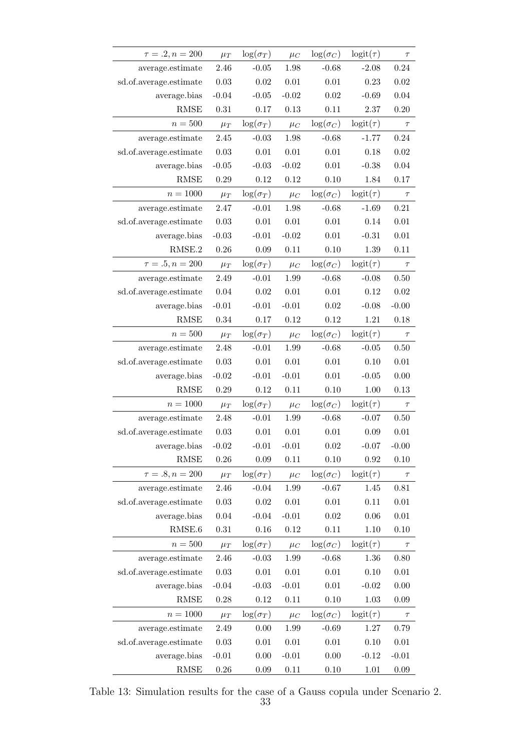| $\tau = .2, n = 200$ | $\mu_T$ | $\log(\sigma_T)$ | $\mu_C$ | $\log(\sigma_C)$ | $\text{logit}(\tau)$ | $\tau$ |
|---|---|---|---|---|---|---|
| average.estimate | 2.46 | -0.05 | 1.98 | -0.68 | -2.08 | 0.24 |
| sd.of.average.estimate | 0.03 | 0.02 | 0.01 | 0.01 | 0.23 | 0.02 |
| average.bias | -0.04 | -0.05 | -0.02 | 0.02 | -0.69 | 0.04 |
| RMSE | 0.31 | 0.17 | 0.13 | 0.11 | 2.37 | 0.20 |
| $n = 500$ | $\mu_T$ | $\log(\sigma_T)$ | $\mu_C$ | $\log(\sigma_C)$ | $\text{logit}(\tau)$ | $\tau$ |
| average.estimate | 2.45 | -0.03 | 1.98 | -0.68 | -1.77 | 0.24 |
| sd.of.average.estimate | 0.03 | 0.01 | 0.01 | 0.01 | 0.18 | 0.02 |
| average.bias | -0.05 | -0.03 | -0.02 | 0.01 | -0.38 | 0.04 |
| RMSE | 0.29 | 0.12 | 0.12 | 0.10 | 1.84 | 0.17 |
| $n = 1000$ | $\mu_T$ | $\log(\sigma_T)$ | $\mu_C$ | $\log(\sigma_C)$ | $\text{logit}(\tau)$ | $\tau$ |
| average.estimate | 2.47 | -0.01 | 1.98 | -0.68 | -1.69 | 0.21 |
| sd.of.average.estimate | 0.03 | 0.01 | 0.01 | 0.01 | 0.14 | 0.01 |
| average.bias | -0.03 | -0.01 | -0.02 | 0.01 | -0.31 | 0.01 |
| RMSE.2 | 0.26 | 0.09 | 0.11 | 0.10 | 1.39 | 0.11 |
| $\tau = .5, n = 200$ | $\mu_T$ | $\log(\sigma_T)$ | $\mu_C$ | $\log(\sigma_C)$ | $\text{logit}(\tau)$ | $\tau$ |
| average.estimate | 2.49 | -0.01 | 1.99 | -0.68 | -0.08 | 0.50 |
| sd.of.average.estimate | 0.04 | 0.02 | 0.01 | 0.01 | 0.12 | 0.02 |
| average.bias | -0.01 | -0.01 | -0.01 | 0.02 | -0.08 | -0.00 |
| RMSE | 0.34 | 0.17 | 0.12 | 0.12 | 1.21 | 0.18 |
| $n = 500$ | $\mu_T$ | $\log(\sigma_T)$ | $\mu_C$ | $\log(\sigma_C)$ | $\text{logit}(\tau)$ | $\tau$ |
| average.estimate | 2.48 | -0.01 | 1.99 | -0.68 | -0.05 | 0.50 |
| sd.of.average.estimate | 0.03 | 0.01 | 0.01 | 0.01 | 0.10 | 0.01 |
| average.bias | -0.02 | -0.01 | -0.01 | 0.01 | -0.05 | 0.00 |
| RMSE | 0.29 | 0.12 | 0.11 | 0.10 | 1.00 | 0.13 |
| $n = 1000$ | $\mu_T$ | $\log(\sigma_T)$ | $\mu_C$ | $\log(\sigma_C)$ | $\text{logit}(\tau)$ | $\tau$ |
| average.estimate | 2.48 | -0.01 | 1.99 | -0.68 | -0.07 | 0.50 |
| sd.of.average.estimate | 0.03 | 0.01 | 0.01 | 0.01 | 0.09 | 0.01 |
| average.bias | -0.02 | -0.01 | -0.01 | 0.02 | -0.07 | -0.00 |
| RMSE | 0.26 | 0.09 | 0.11 | 0.10 | 0.92 | 0.10 |
| $\tau = .8, n = 200$ | $\mu_T$ | $\log(\sigma_T)$ | $\mu_C$ | $\log(\sigma_C)$ | $\text{logit}(\tau)$ | $\tau$ |
| average.estimate | 2.46 | -0.04 | 1.99 | -0.67 | 1.45 | 0.81 |
| sd.of.average.estimate | 0.03 | 0.02 | 0.01 | 0.01 | 0.11 | 0.01 |
| average.bias | 0.04 | -0.04 | -0.01 | 0.02 | 0.06 | 0.01 |
| RMSE.6 | 0.31 | 0.16 | 0.12 | 0.11 | 1.10 | 0.10 |
| $n = 500$ | $\mu_T$ | $\log(\sigma_T)$ | $\mu_C$ | $\log(\sigma_C)$ | $\text{logit}(\tau)$ | $\tau$ |
| average.estimate | 2.46 | -0.03 | 1.99 | -0.68 | 1.36 | 0.80 |
| sd.of.average.estimate | 0.03 | 0.01 | 0.01 | 0.01 | 0.10 | 0.01 |
| average.bias | -0.04 | -0.03 | -0.01 | 0.01 | -0.02 | 0.00 |
| RMSE | 0.28 | 0.12 | 0.11 | 0.10 | 1.03 | 0.09 |
| $n = 1000$ | $\mu_T$ | $\log(\sigma_T)$ | $\mu_C$ | $\log(\sigma_C)$ | $\text{logit}(\tau)$ | $\tau$ |
| average.estimate | 2.49 | 0.00 | 1.99 | -0.69 | 1.27 | 0.79 |
| sd.of.average.estimate | 0.03 | 0.01 | 0.01 | 0.01 | 0.10 | 0.01 |
| average.bias | -0.01 | 0.00 | -0.01 | 0.00 | -0.12 | -0.01 |
| RMSE | 0.26 | 0.09 | 0.11 | 0.10 | 1.01 | 0.09 |

Table 13: Simulation results for the case of a Gauss copula under Scenario 2.